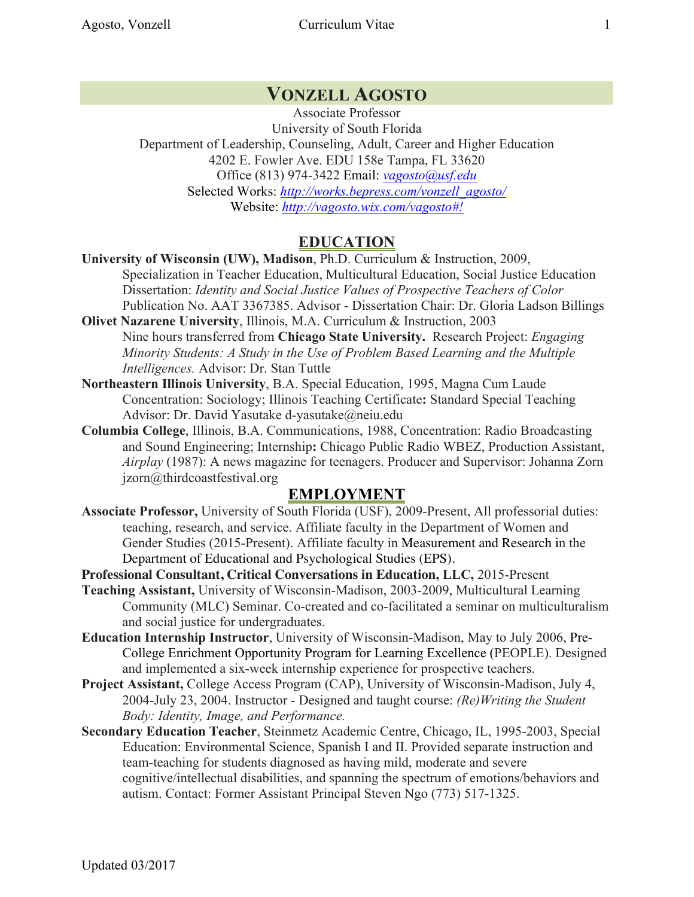# VONZELL AGOSTO

Associate Professor
University of South Florida
Department of Leadership, Counseling, Adult, Career and Higher Education
4202 E. Fowler Ave. EDU 158e Tampa, FL 33620
Office (813) 974-3422 Email: *vagosto@usf.edu*
Selected Works: *http://works.bepress.com/vonzell_agosto/*
Website: *http://vagosto.wix.com/vagosto#!*

## EDUCATION

**University of Wisconsin (UW), Madison**, Ph.D. Curriculum & Instruction, 2009, Specialization in Teacher Education, Multicultural Education, Social Justice Education Dissertation: *Identity and Social Justice Values of Prospective Teachers of Color* Publication No. AAT 3367385. Advisor - Dissertation Chair: Dr. Gloria Ladson Billings

**Olivet Nazarene University**, Illinois, M.A. Curriculum & Instruction, 2003 Nine hours transferred from **Chicago State University.** Research Project: *Engaging Minority Students: A Study in the Use of Problem Based Learning and the Multiple Intelligences.* Advisor: Dr. Stan Tuttle

**Northeastern Illinois University**, B.A. Special Education, 1995, Magna Cum Laude Concentration: Sociology; Illinois Teaching Certificate**:** Standard Special Teaching Advisor: Dr. David Yasutake d-yasutake@neiu.edu

**Columbia College**, Illinois, B.A. Communications, 1988, Concentration: Radio Broadcasting and Sound Engineering; Internship**:** Chicago Public Radio WBEZ, Production Assistant, *Airplay* (1987): A news magazine for teenagers. Producer and Supervisor: Johanna Zorn jzorn@thirdcoastfestival.org

## EMPLOYMENT

**Associate Professor,** University of South Florida (USF), 2009-Present, All professorial duties: teaching, research, and service. Affiliate faculty in the Department of Women and Gender Studies (2015-Present). Affiliate faculty in Measurement and Research in the Department of Educational and Psychological Studies (EPS).

**Professional Consultant, Critical Conversations in Education, LLC,** 2015-Present

**Teaching Assistant,** University of Wisconsin-Madison, 2003-2009, Multicultural Learning Community (MLC) Seminar. Co-created and co-facilitated a seminar on multiculturalism and social justice for undergraduates.

**Education Internship Instructor**, University of Wisconsin-Madison, May to July 2006, Pre-College Enrichment Opportunity Program for Learning Excellence (PEOPLE). Designed and implemented a six-week internship experience for prospective teachers.

**Project Assistant,** College Access Program (CAP), University of Wisconsin-Madison, July 4, 2004-July 23, 2004. Instructor - Designed and taught course: *(Re)Writing the Student Body: Identity, Image, and Performance.*

**Secondary Education Teacher**, Steinmetz Academic Centre, Chicago, IL, 1995-2003, Special Education: Environmental Science, Spanish I and II. Provided separate instruction and team-teaching for students diagnosed as having mild, moderate and severe cognitive/intellectual disabilities, and spanning the spectrum of emotions/behaviors and autism. Contact: Former Assistant Principal Steven Ngo (773) 517-1325.

Updated 03/2017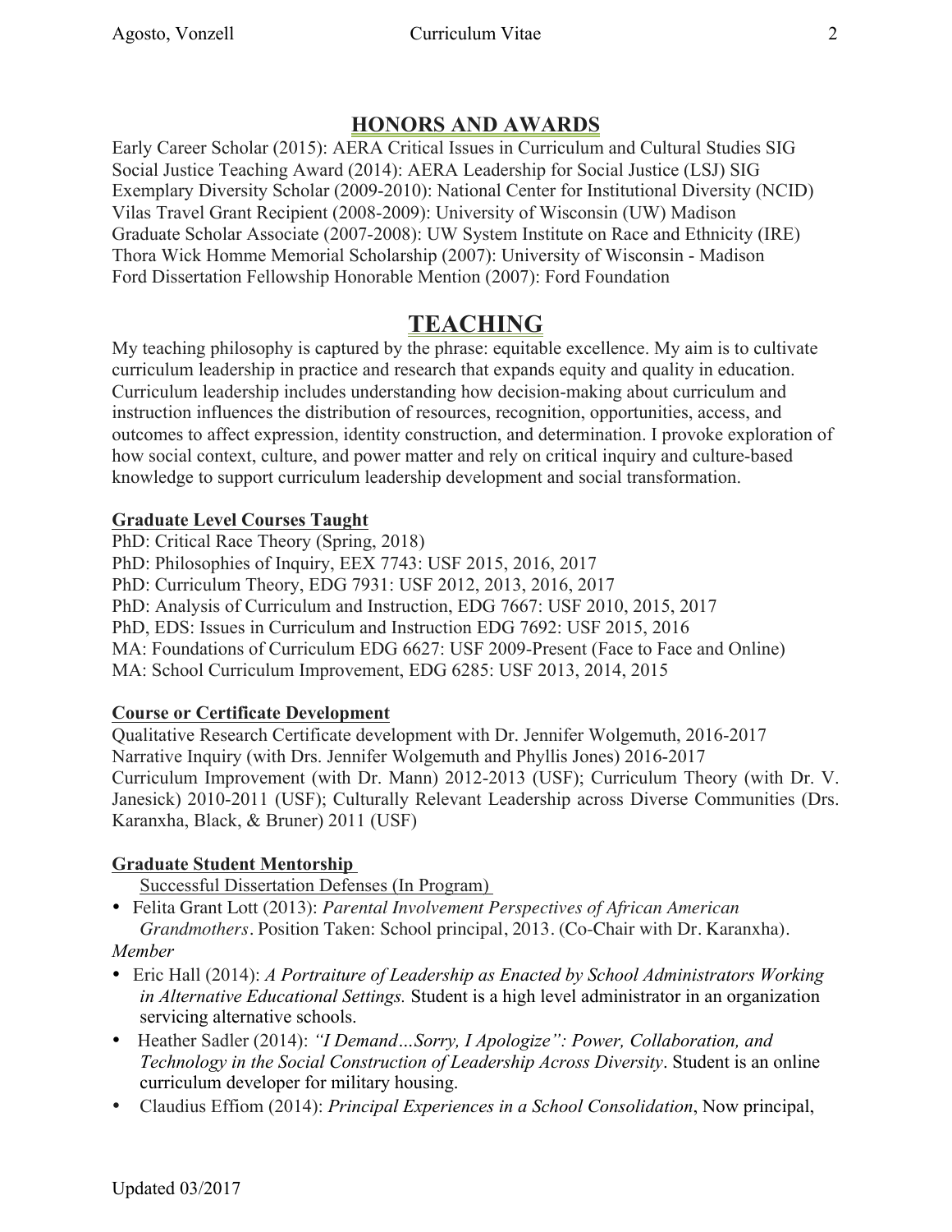## HONORS AND AWARDS

Early Career Scholar (2015): AERA Critical Issues in Curriculum and Cultural Studies SIG
Social Justice Teaching Award (2014): AERA Leadership for Social Justice (LSJ) SIG
Exemplary Diversity Scholar (2009-2010): National Center for Institutional Diversity (NCID)
Vilas Travel Grant Recipient (2008-2009): University of Wisconsin (UW) Madison
Graduate Scholar Associate (2007-2008): UW System Institute on Race and Ethnicity (IRE)
Thora Wick Homme Memorial Scholarship (2007): University of Wisconsin - Madison
Ford Dissertation Fellowship Honorable Mention (2007): Ford Foundation

## TEACHING

My teaching philosophy is captured by the phrase: equitable excellence. My aim is to cultivate curriculum leadership in practice and research that expands equity and quality in education. Curriculum leadership includes understanding how decision-making about curriculum and instruction influences the distribution of resources, recognition, opportunities, access, and outcomes to affect expression, identity construction, and determination. I provoke exploration of how social context, culture, and power matter and rely on critical inquiry and culture-based knowledge to support curriculum leadership development and social transformation.

### Graduate Level Courses Taught

PhD: Critical Race Theory (Spring, 2018)
PhD: Philosophies of Inquiry, EEX 7743: USF 2015, 2016, 2017
PhD: Curriculum Theory, EDG 7931: USF 2012, 2013, 2016, 2017
PhD: Analysis of Curriculum and Instruction, EDG 7667: USF 2010, 2015, 2017
PhD, EDS: Issues in Curriculum and Instruction EDG 7692: USF 2015, 2016
MA: Foundations of Curriculum EDG 6627: USF 2009-Present (Face to Face and Online)
MA: School Curriculum Improvement, EDG 6285: USF 2013, 2014, 2015

### Course or Certificate Development

Qualitative Research Certificate development with Dr. Jennifer Wolgemuth, 2016-2017
Narrative Inquiry (with Drs. Jennifer Wolgemuth and Phyllis Jones) 2016-2017
Curriculum Improvement (with Dr. Mann) 2012-2013 (USF); Curriculum Theory (with Dr. V. Janesick) 2010-2011 (USF); Culturally Relevant Leadership across Diverse Communities (Drs. Karanxha, Black, & Bruner) 2011 (USF)

### Graduate Student Mentorship

Successful Dissertation Defenses (In Program)

- Felita Grant Lott (2013): *Parental Involvement Perspectives of African American Grandmothers*. Position Taken: School principal, 2013. (Co-Chair with Dr. Karanxha).

*Member*

- Eric Hall (2014): *A Portraiture of Leadership as Enacted by School Administrators Working in Alternative Educational Settings.* Student is a high level administrator in an organization servicing alternative schools.
- Heather Sadler (2014): *"I Demand…Sorry, I Apologize": Power, Collaboration, and Technology in the Social Construction of Leadership Across Diversity*. Student is an online curriculum developer for military housing.
- Claudius Effiom (2014): *Principal Experiences in a School Consolidation*, Now principal,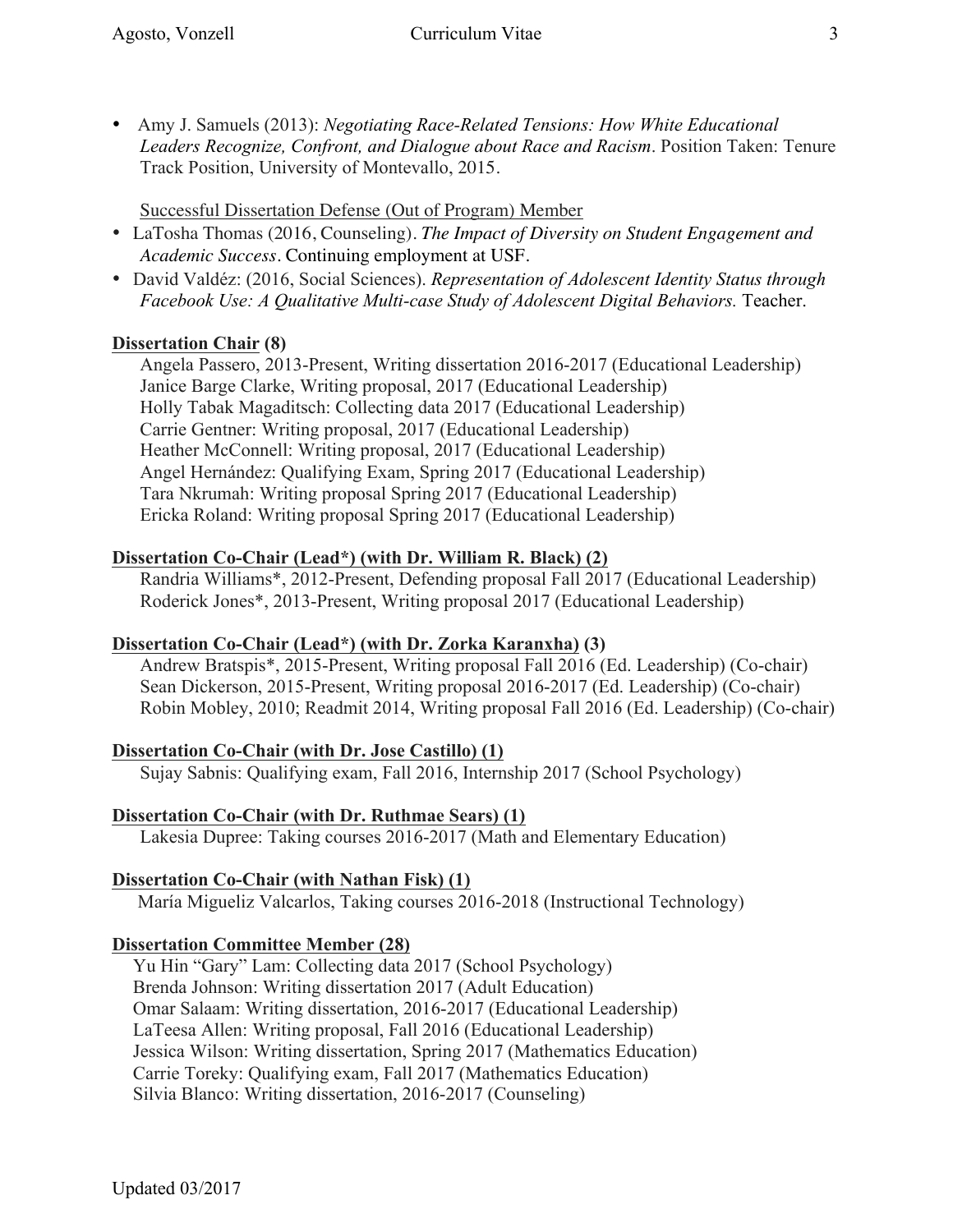- Amy J. Samuels (2013): *Negotiating Race-Related Tensions: How White Educational Leaders Recognize, Confront, and Dialogue about Race and Racism*. Position Taken: Tenure Track Position, University of Montevallo, 2015.

Successful Dissertation Defense (Out of Program) Member

- LaTosha Thomas (2016, Counseling). *The Impact of Diversity on Student Engagement and Academic Success*. Continuing employment at USF.
- David Valdéz: (2016, Social Sciences). *Representation of Adolescent Identity Status through Facebook Use: A Qualitative Multi-case Study of Adolescent Digital Behaviors.* Teacher.

**Dissertation Chair (8)**

Angela Passero, 2013-Present, Writing dissertation 2016-2017 (Educational Leadership)
Janice Barge Clarke, Writing proposal, 2017 (Educational Leadership)
Holly Tabak Magaditsch: Collecting data 2017 (Educational Leadership)
Carrie Gentner: Writing proposal, 2017 (Educational Leadership)
Heather McConnell: Writing proposal, 2017 (Educational Leadership)
Angel Hernández: Qualifying Exam, Spring 2017 (Educational Leadership)
Tara Nkrumah: Writing proposal Spring 2017 (Educational Leadership)
Ericka Roland: Writing proposal Spring 2017 (Educational Leadership)

**Dissertation Co-Chair (Lead*) (with Dr. William R. Black) (2)**

Randria Williams*, 2012-Present, Defending proposal Fall 2017 (Educational Leadership)
Roderick Jones*, 2013-Present, Writing proposal 2017 (Educational Leadership)

**Dissertation Co-Chair (Lead*) (with Dr. Zorka Karanxha) (3)**

Andrew Bratspis*, 2015-Present, Writing proposal Fall 2016 (Ed. Leadership) (Co-chair)
Sean Dickerson, 2015-Present, Writing proposal 2016-2017 (Ed. Leadership) (Co-chair)
Robin Mobley, 2010; Readmit 2014, Writing proposal Fall 2016 (Ed. Leadership) (Co-chair)

**Dissertation Co-Chair (with Dr. Jose Castillo) (1)**

Sujay Sabnis: Qualifying exam, Fall 2016, Internship 2017 (School Psychology)

**Dissertation Co-Chair (with Dr. Ruthmae Sears) (1)**

Lakesia Dupree: Taking courses 2016-2017 (Math and Elementary Education)

**Dissertation Co-Chair (with Nathan Fisk) (1)**

María Migueliz Valcarlos, Taking courses 2016-2018 (Instructional Technology)

**Dissertation Committee Member (28)**

Yu Hin "Gary" Lam: Collecting data 2017 (School Psychology)
Brenda Johnson: Writing dissertation 2017 (Adult Education)
Omar Salaam: Writing dissertation, 2016-2017 (Educational Leadership)
LaTeesa Allen: Writing proposal, Fall 2016 (Educational Leadership)
Jessica Wilson: Writing dissertation, Spring 2017 (Mathematics Education)
Carrie Toreky: Qualifying exam, Fall 2017 (Mathematics Education)
Silvia Blanco: Writing dissertation, 2016-2017 (Counseling)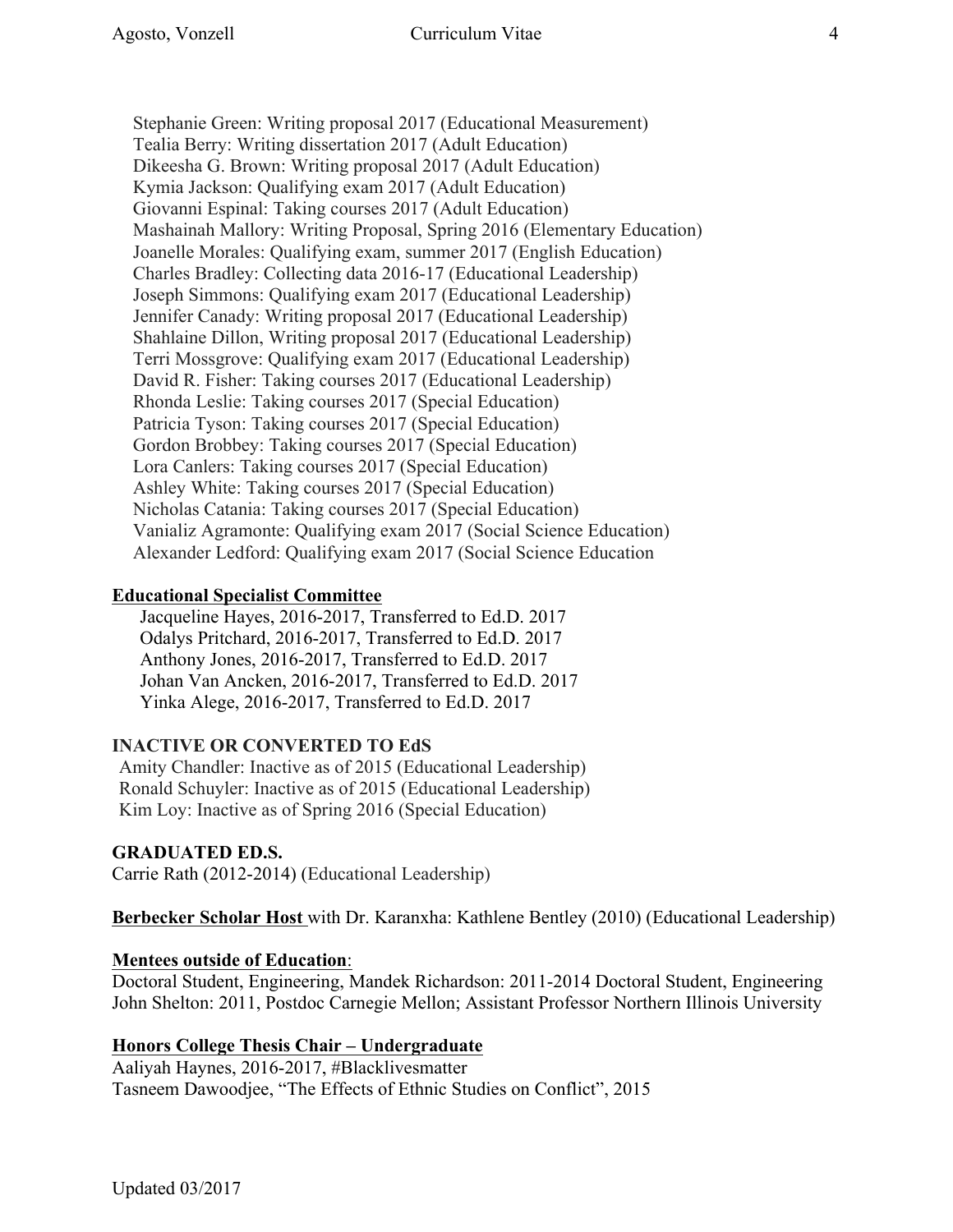Stephanie Green: Writing proposal 2017 (Educational Measurement)
Tealia Berry: Writing dissertation 2017 (Adult Education)
Dikeesha G. Brown: Writing proposal 2017 (Adult Education)
Kymia Jackson: Qualifying exam 2017 (Adult Education)
Giovanni Espinal: Taking courses 2017 (Adult Education)
Mashainah Mallory: Writing Proposal, Spring 2016 (Elementary Education)
Joanelle Morales: Qualifying exam, summer 2017 (English Education)
Charles Bradley: Collecting data 2016-17 (Educational Leadership)
Joseph Simmons: Qualifying exam 2017 (Educational Leadership)
Jennifer Canady: Writing proposal 2017 (Educational Leadership)
Shahlaine Dillon, Writing proposal 2017 (Educational Leadership)
Terri Mossgrove: Qualifying exam 2017 (Educational Leadership)
David R. Fisher: Taking courses 2017 (Educational Leadership)
Rhonda Leslie: Taking courses 2017 (Special Education)
Patricia Tyson: Taking courses 2017 (Special Education)
Gordon Brobbey: Taking courses 2017 (Special Education)
Lora Canlers: Taking courses 2017 (Special Education)
Ashley White: Taking courses 2017 (Special Education)
Nicholas Catania: Taking courses 2017 (Special Education)
Vanializ Agramonte: Qualifying exam 2017 (Social Science Education)
Alexander Ledford: Qualifying exam 2017 (Social Science Education

**Educational Specialist Committee**

Jacqueline Hayes, 2016-2017, Transferred to Ed.D. 2017
Odalys Pritchard, 2016-2017, Transferred to Ed.D. 2017
Anthony Jones, 2016-2017, Transferred to Ed.D. 2017
Johan Van Ancken, 2016-2017, Transferred to Ed.D. 2017
Yinka Alege, 2016-2017, Transferred to Ed.D. 2017

**INACTIVE OR CONVERTED TO EdS**

Amity Chandler: Inactive as of 2015 (Educational Leadership)
Ronald Schuyler: Inactive as of 2015 (Educational Leadership)
Kim Loy: Inactive as of Spring 2016 (Special Education)

**GRADUATED ED.S.**

Carrie Rath (2012-2014) (Educational Leadership)

**Berbecker Scholar Host** with Dr. Karanxha: Kathlene Bentley (2010) (Educational Leadership)

**Mentees outside of Education**:

Doctoral Student, Engineering, Mandek Richardson: 2011-2014 Doctoral Student, Engineering John Shelton: 2011, Postdoc Carnegie Mellon; Assistant Professor Northern Illinois University

**Honors College Thesis Chair – Undergraduate**

Aaliyah Haynes, 2016-2017, #Blacklivesmatter
Tasneem Dawoodjee, "The Effects of Ethnic Studies on Conflict", 2015

Updated 03/2017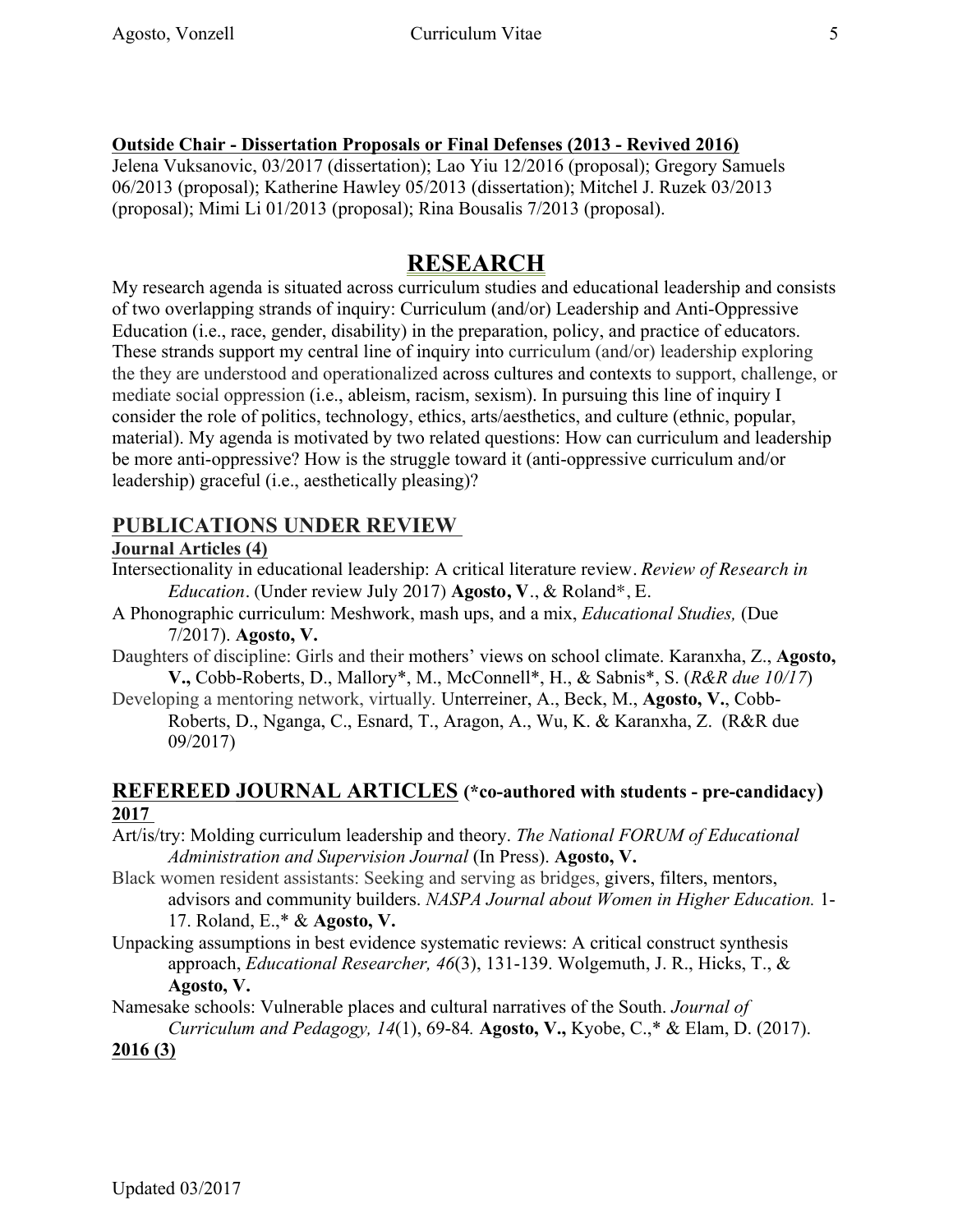**Outside Chair - Dissertation Proposals or Final Defenses (2013 - Revived 2016)**
Jelena Vuksanovic, 03/2017 (dissertation); Lao Yiu 12/2016 (proposal); Gregory Samuels 06/2013 (proposal); Katherine Hawley 05/2013 (dissertation); Mitchel J. Ruzek 03/2013 (proposal); Mimi Li 01/2013 (proposal); Rina Bousalis 7/2013 (proposal).

# RESEARCH

My research agenda is situated across curriculum studies and educational leadership and consists of two overlapping strands of inquiry: Curriculum (and/or) Leadership and Anti-Oppressive Education (i.e., race, gender, disability) in the preparation, policy, and practice of educators. These strands support my central line of inquiry into curriculum (and/or) leadership exploring the they are understood and operationalized across cultures and contexts to support, challenge, or mediate social oppression (i.e., ableism, racism, sexism). In pursuing this line of inquiry I consider the role of politics, technology, ethics, arts/aesthetics, and culture (ethnic, popular, material). My agenda is motivated by two related questions: How can curriculum and leadership be more anti-oppressive? How is the struggle toward it (anti-oppressive curriculum and/or leadership) graceful (i.e., aesthetically pleasing)?

## PUBLICATIONS UNDER REVIEW

**Journal Articles (4)**

Intersectionality in educational leadership: A critical literature review. *Review of Research in Education*. (Under review July 2017) **Agosto, V**., & Roland*, E.

A Phonographic curriculum: Meshwork, mash ups, and a mix, *Educational Studies,* (Due 7/2017). **Agosto, V.**

Daughters of discipline: Girls and their mothers' views on school climate. Karanxha, Z., **Agosto, V.,** Cobb-Roberts, D., Mallory*, M., McConnell*, H., & Sabnis*, S. (*R&R due 10/17*)

Developing a mentoring network, virtually. Unterreiner, A., Beck, M., **Agosto, V.**, Cobb-Roberts, D., Nganga, C., Esnard, T., Aragon, A., Wu, K. & Karanxha, Z. (R&R due 09/2017)

## REFEREED JOURNAL ARTICLES (*co-authored with students - pre-candidacy)

**2017**

Art/is/try: Molding curriculum leadership and theory. *The National FORUM of Educational Administration and Supervision Journal* (In Press). **Agosto, V.**

Black women resident assistants: Seeking and serving as bridges, givers, filters, mentors, advisors and community builders. *NASPA Journal about Women in Higher Education.* 1-17. Roland, E.,* & **Agosto, V.**

Unpacking assumptions in best evidence systematic reviews: A critical construct synthesis approach, *Educational Researcher, 46*(3), 131-139. Wolgemuth, J. R., Hicks, T., & **Agosto, V.**

Namesake schools: Vulnerable places and cultural narratives of the South. *Journal of Curriculum and Pedagogy, 14*(1), 69-84. **Agosto, V.,** Kyobe, C.,* & Elam, D. (2017).

**2016 (3)**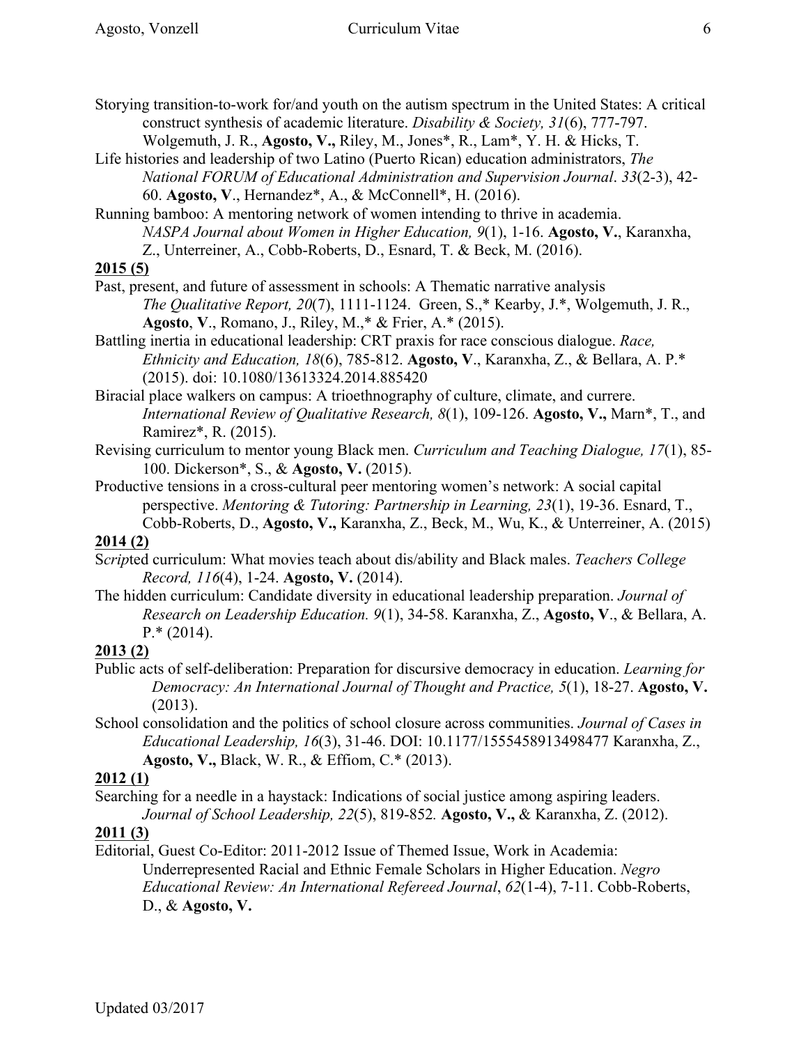Storying transition-to-work for/and youth on the autism spectrum in the United States: A critical construct synthesis of academic literature. *Disability & Society, 31*(6), 777-797. Wolgemuth, J. R., **Agosto, V.,** Riley, M., Jones*, R., Lam*, Y. H. & Hicks, T.

Life histories and leadership of two Latino (Puerto Rican) education administrators, *The National FORUM of Educational Administration and Supervision Journal*. *33*(2-3), 42-60. **Agosto, V**., Hernandez*, A., & McConnell*, H. (2016).

Running bamboo: A mentoring network of women intending to thrive in academia. *NASPA Journal about Women in Higher Education, 9*(1), 1-16. **Agosto, V.**, Karanxha, Z., Unterreiner, A., Cobb-Roberts, D., Esnard, T. & Beck, M. (2016).

**2015 (5)**

Past, present, and future of assessment in schools: A Thematic narrative analysis *The Qualitative Report, 20*(7), 1111-1124. Green, S.,* Kearby, J.*, Wolgemuth, J. R., **Agosto**, **V**., Romano, J., Riley, M.,* & Frier, A.* (2015).

Battling inertia in educational leadership: CRT praxis for race conscious dialogue. *Race, Ethnicity and Education, 18*(6), 785-812. **Agosto, V**., Karanxha, Z., & Bellara, A. P.* (2015). doi: 10.1080/13613324.2014.885420

Biracial place walkers on campus: A trioethnography of culture, climate, and currere. *International Review of Qualitative Research, 8*(1), 109-126. **Agosto, V.,** Marn*, T., and Ramirez*, R. (2015).

Revising curriculum to mentor young Black men. *Curriculum and Teaching Dialogue, 17*(1), 85-100. Dickerson*, S., & **Agosto, V.** (2015).

Productive tensions in a cross-cultural peer mentoring women's network: A social capital perspective. *Mentoring & Tutoring: Partnership in Learning, 23*(1), 19-36. Esnard, T., Cobb-Roberts, D., **Agosto, V.,** Karanxha, Z., Beck, M., Wu, K., & Unterreiner, A. (2015)

**2014 (2)**

S*crip*ted curriculum: What movies teach about dis/ability and Black males. *Teachers College Record, 116*(4), 1-24. **Agosto, V.** (2014).

The hidden curriculum: Candidate diversity in educational leadership preparation. *Journal of Research on Leadership Education. 9*(1), 34-58. Karanxha, Z., **Agosto, V**., & Bellara, A. P.* (2014).

**2013 (2)**

Public acts of self-deliberation: Preparation for discursive democracy in education. *Learning for Democracy: An International Journal of Thought and Practice, 5*(1), 18-27. **Agosto, V.** (2013).

School consolidation and the politics of school closure across communities. *Journal of Cases in Educational Leadership, 16*(3), 31-46. DOI: 10.1177/1555458913498477 Karanxha, Z., **Agosto, V.,** Black, W. R., & Effiom, C.* (2013).

**2012 (1)**

Searching for a needle in a haystack: Indications of social justice among aspiring leaders. *Journal of School Leadership, 22*(5), 819-852*.* **Agosto, V.,** & Karanxha, Z. (2012).

**2011 (3)**

Editorial, Guest Co-Editor: 2011-2012 Issue of Themed Issue, Work in Academia: Underrepresented Racial and Ethnic Female Scholars in Higher Education. *Negro Educational Review: An International Refereed Journal*, *62*(1-4), 7-11. Cobb-Roberts, D., & **Agosto, V.**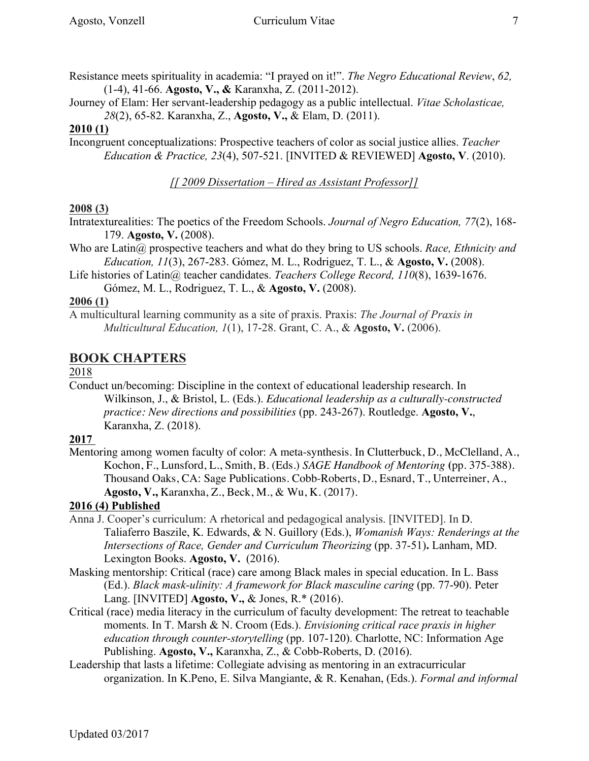Resistance meets spirituality in academia: "I prayed on it!". *The Negro Educational Review*, *62,* (1-4), 41-66. **Agosto, V., &** Karanxha, Z. (2011-2012).

Journey of Elam: Her servant-leadership pedagogy as a public intellectual. *Vitae Scholasticae, 28*(2), 65-82. Karanxha, Z., **Agosto, V.,** & Elam, D. (2011).

**2010 (1)**

Incongruent conceptualizations: Prospective teachers of color as social justice allies. *Teacher Education & Practice, 23*(4), 507-521. [INVITED & REVIEWED] **Agosto, V**. (2010).

*[[ 2009 Dissertation – Hired as Assistant Professor]]*

**2008 (3)**

Intratexturealities: The poetics of the Freedom Schools. *Journal of Negro Education, 77*(2), 168-179. **Agosto, V.** (2008).

Who are Latin@ prospective teachers and what do they bring to US schools. *Race, Ethnicity and Education, 11*(3), 267-283. Gómez, M. L., Rodriguez, T. L., & **Agosto, V.** (2008).

Life histories of Latin@ teacher candidates. *Teachers College Record, 110*(8), 1639-1676. Gómez, M. L., Rodriguez, T. L., & **Agosto, V.** (2008).

**2006 (1)**

A multicultural learning community as a site of praxis. Praxis: *The Journal of Praxis in Multicultural Education, 1*(1), 17-28. Grant, C. A., & **Agosto, V.** (2006).

## BOOK CHAPTERS

2018

Conduct un/becoming: Discipline in the context of educational leadership research. In Wilkinson, J., & Bristol, L. (Eds.). *Educational leadership as a culturally-constructed practice: New directions and possibilities* (pp. 243-267). Routledge. **Agosto, V.**, Karanxha, Z. (2018).

**2017**

Mentoring among women faculty of color: A meta-synthesis. In Clutterbuck, D., McClelland, A., Kochon, F., Lunsford, L., Smith, B. (Eds.) *SAGE Handbook of Mentoring* (pp. 375-388). Thousand Oaks, CA: Sage Publications. Cobb-Roberts, D., Esnard, T., Unterreiner, A., **Agosto, V.,** Karanxha, Z., Beck, M., & Wu, K. (2017).

**2016 (4) Published**

Anna J. Cooper's curriculum: A rhetorical and pedagogical analysis. [INVITED]. In D. Taliaferro Baszile, K. Edwards, & N. Guillory (Eds.), *Womanish Ways: Renderings at the Intersections of Race, Gender and Curriculum Theorizing* (pp. 37-51)**.** Lanham, MD. Lexington Books. **Agosto, V.** (2016).

Masking mentorship: Critical (race) care among Black males in special education. In L. Bass (Ed.). *Black mask-ulinity: A framework for Black masculine caring* (pp. 77-90). Peter Lang. [INVITED] **Agosto, V.,** & Jones, R.* (2016).

Critical (race) media literacy in the curriculum of faculty development: The retreat to teachable moments. In T. Marsh & N. Croom (Eds.). *Envisioning critical race praxis in higher education through counter-storytelling* (pp. 107-120). Charlotte, NC: Information Age Publishing. **Agosto, V.,** Karanxha, Z., & Cobb-Roberts, D. (2016).

Leadership that lasts a lifetime: Collegiate advising as mentoring in an extracurricular organization. In K.Peno, E. Silva Mangiante, & R. Kenahan, (Eds.). *Formal and informal*

Updated 03/2017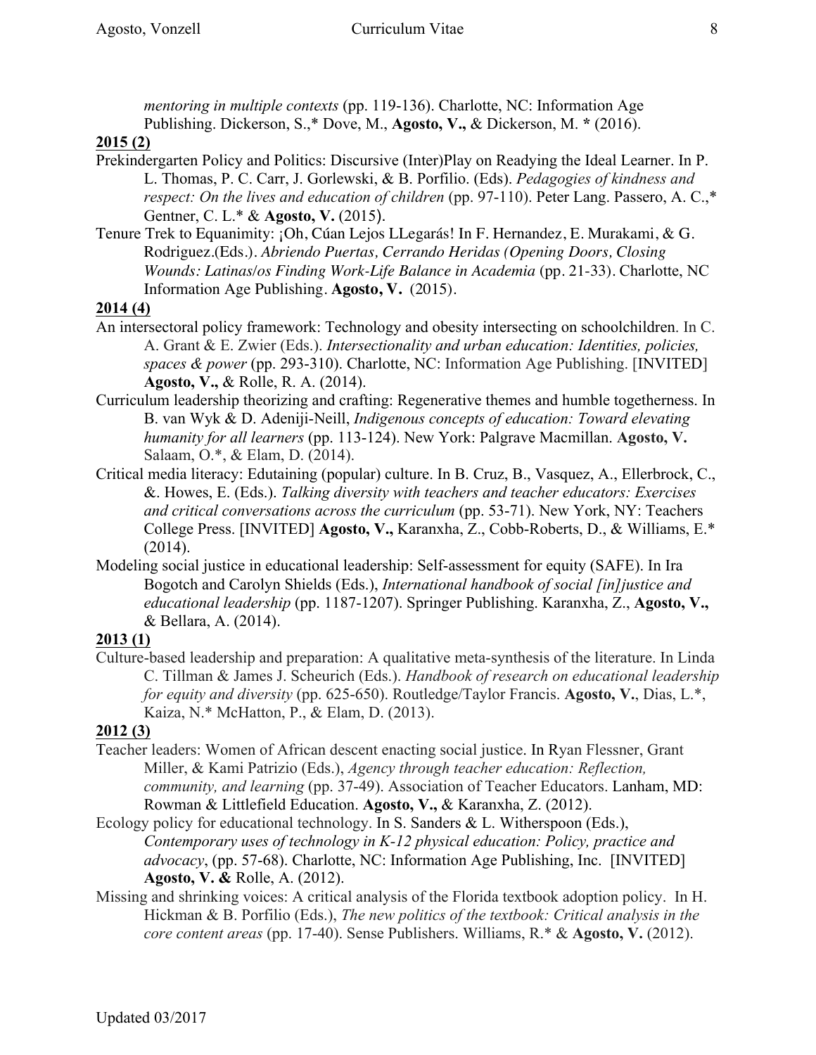*mentoring in multiple contexts* (pp. 119-136). Charlotte, NC: Information Age Publishing. Dickerson, S.,* Dove, M., **Agosto, V.,** & Dickerson, M. * (2016).

**2015 (2)**

Prekindergarten Policy and Politics: Discursive (Inter)Play on Readying the Ideal Learner. In P. L. Thomas, P. C. Carr, J. Gorlewski, & B. Porfilio. (Eds). *Pedagogies of kindness and respect: On the lives and education of children* (pp. 97-110). Peter Lang. Passero, A. C.,* Gentner, C. L.* & **Agosto, V.** (2015).

Tenure Trek to Equanimity: ¡Oh, Cúan Lejos LLegarás! In F. Hernandez, E. Murakami, & G. Rodriguez.(Eds.). *Abriendo Puertas, Cerrando Heridas (Opening Doors, Closing Wounds: Latinas/os Finding Work-Life Balance in Academia* (pp. 21-33). Charlotte, NC Information Age Publishing. **Agosto, V.** (2015).

**2014 (4)**

An intersectoral policy framework: Technology and obesity intersecting on schoolchildren. In C. A. Grant & E. Zwier (Eds.). *Intersectionality and urban education: Identities, policies, spaces & power* (pp. 293-310). Charlotte, NC: Information Age Publishing. [INVITED] **Agosto, V.,** & Rolle, R. A. (2014).

Curriculum leadership theorizing and crafting: Regenerative themes and humble togetherness. In B. van Wyk & D. Adeniji-Neill, *Indigenous concepts of education: Toward elevating humanity for all learners* (pp. 113-124). New York: Palgrave Macmillan. **Agosto, V.** Salaam, O.*, & Elam, D. (2014).

Critical media literacy: Edutaining (popular) culture. In B. Cruz, B., Vasquez, A., Ellerbrock, C., &. Howes, E. (Eds.). *Talking diversity with teachers and teacher educators: Exercises and critical conversations across the curriculum* (pp. 53-71). New York, NY: Teachers College Press. [INVITED] **Agosto, V.,** Karanxha, Z., Cobb-Roberts, D., & Williams, E.* (2014).

Modeling social justice in educational leadership: Self-assessment for equity (SAFE). In Ira Bogotch and Carolyn Shields (Eds.), *International handbook of social [in]justice and educational leadership* (pp. 1187-1207). Springer Publishing. Karanxha, Z., **Agosto, V.,** & Bellara, A. (2014).

**2013 (1)**

Culture-based leadership and preparation: A qualitative meta-synthesis of the literature. In Linda C. Tillman & James J. Scheurich (Eds.). *Handbook of research on educational leadership for equity and diversity* (pp. 625-650). Routledge/Taylor Francis. **Agosto, V.**, Dias, L.*, Kaiza, N.* McHatton, P., & Elam, D. (2013).

**2012 (3)**

Teacher leaders: Women of African descent enacting social justice. In Ryan Flessner, Grant Miller, & Kami Patrizio (Eds.), *Agency through teacher education: Reflection, community, and learning* (pp. 37-49). Association of Teacher Educators. Lanham, MD: Rowman & Littlefield Education. **Agosto, V.,** & Karanxha, Z. (2012).

Ecology policy for educational technology. In S. Sanders & L. Witherspoon (Eds.), *Contemporary uses of technology in K-12 physical education: Policy, practice and advocacy*, (pp. 57-68). Charlotte, NC: Information Age Publishing, Inc. [INVITED] **Agosto, V. &** Rolle, A. (2012).

Missing and shrinking voices: A critical analysis of the Florida textbook adoption policy. In H. Hickman & B. Porfilio (Eds.), *The new politics of the textbook: Critical analysis in the core content areas* (pp. 17-40). Sense Publishers. Williams, R.* & **Agosto, V.** (2012).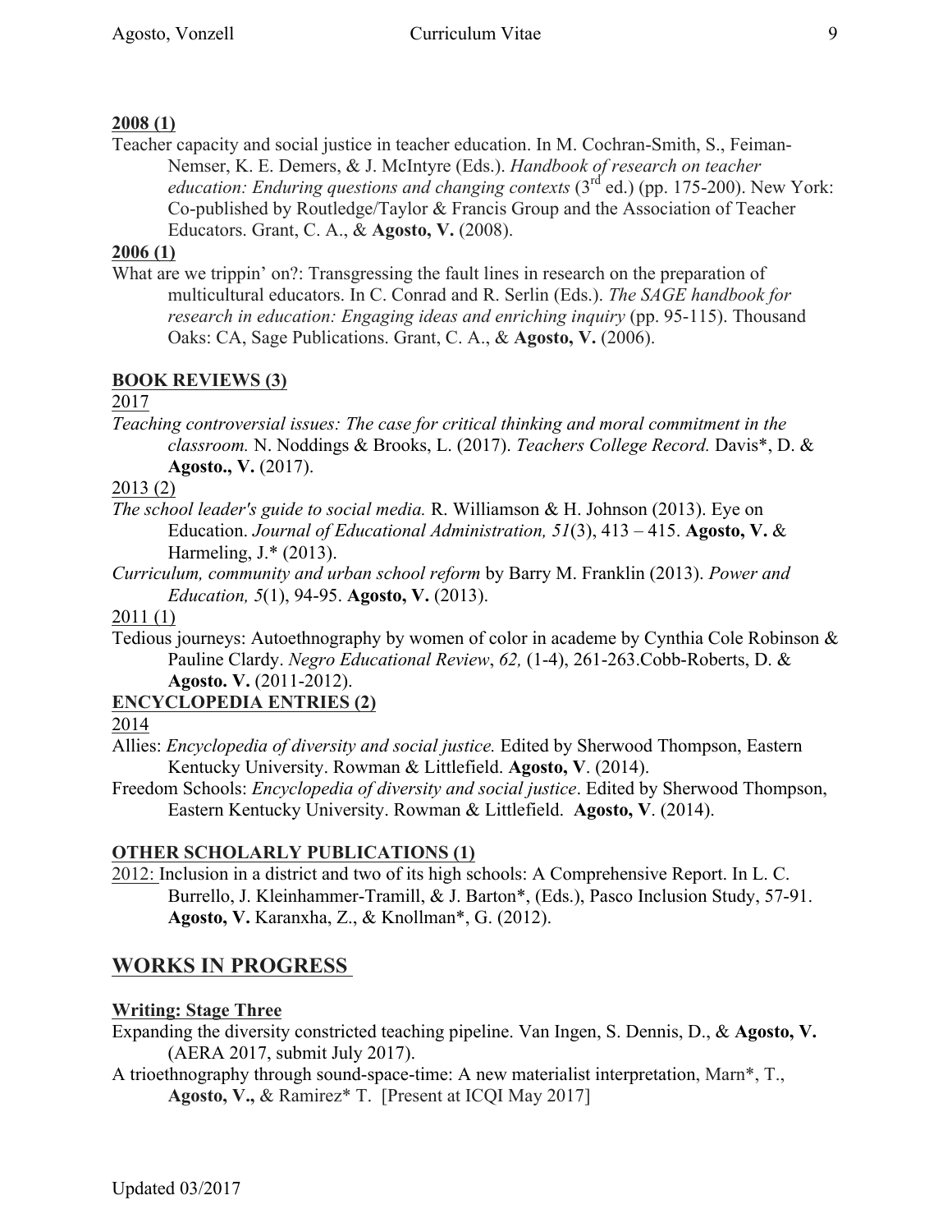**2008 (1)**

Teacher capacity and social justice in teacher education. In M. Cochran-Smith, S., Feiman-Nemser, K. E. Demers, & J. McIntyre (Eds.). *Handbook of research on teacher education: Enduring questions and changing contexts* (3rd ed.) (pp. 175-200). New York: Co-published by Routledge/Taylor & Francis Group and the Association of Teacher Educators. Grant, C. A., & **Agosto, V.** (2008).

**2006 (1)**

What are we trippin' on?: Transgressing the fault lines in research on the preparation of multicultural educators. In C. Conrad and R. Serlin (Eds.). *The SAGE handbook for research in education: Engaging ideas and enriching inquiry* (pp. 95-115). Thousand Oaks: CA, Sage Publications. Grant, C. A., & **Agosto, V.** (2006).

**BOOK REVIEWS (3)**

2017

*Teaching controversial issues: The case for critical thinking and moral commitment in the classroom.* N. Noddings & Brooks, L. (2017). *Teachers College Record.* Davis*, D. & **Agosto., V.** (2017).

2013 (2)

*The school leader's guide to social media.* R. Williamson & H. Johnson (2013). Eye on Education. *Journal of Educational Administration, 51*(3), 413 – 415. **Agosto, V.** & Harmeling, J.* (2013).

*Curriculum, community and urban school reform* by Barry M. Franklin (2013). *Power and Education, 5*(1), 94-95. **Agosto, V.** (2013).

2011 (1)

Tedious journeys: Autoethnography by women of color in academe by Cynthia Cole Robinson & Pauline Clardy. *Negro Educational Review*, *62,* (1-4), 261-263.Cobb-Roberts, D. & **Agosto. V.** (2011-2012).

**ENCYCLOPEDIA ENTRIES (2)**

2014

Allies: *Encyclopedia of diversity and social justice.* Edited by Sherwood Thompson, Eastern Kentucky University. Rowman & Littlefield. **Agosto, V**. (2014).

Freedom Schools: *Encyclopedia of diversity and social justice*. Edited by Sherwood Thompson, Eastern Kentucky University. Rowman & Littlefield. **Agosto, V**. (2014).

**OTHER SCHOLARLY PUBLICATIONS (1)**

2012: Inclusion in a district and two of its high schools: A Comprehensive Report. In L. C. Burrello, J. Kleinhammer-Tramill, & J. Barton*, (Eds.), Pasco Inclusion Study, 57-91. **Agosto, V.** Karanxha, Z., & Knollman*, G. (2012).

## WORKS IN PROGRESS

**Writing: Stage Three**

Expanding the diversity constricted teaching pipeline. Van Ingen, S. Dennis, D., & **Agosto, V.** (AERA 2017, submit July 2017).

A trioethnography through sound-space-time: A new materialist interpretation, Marn*, T., **Agosto, V.,** & Ramirez* T. [Present at ICQI May 2017]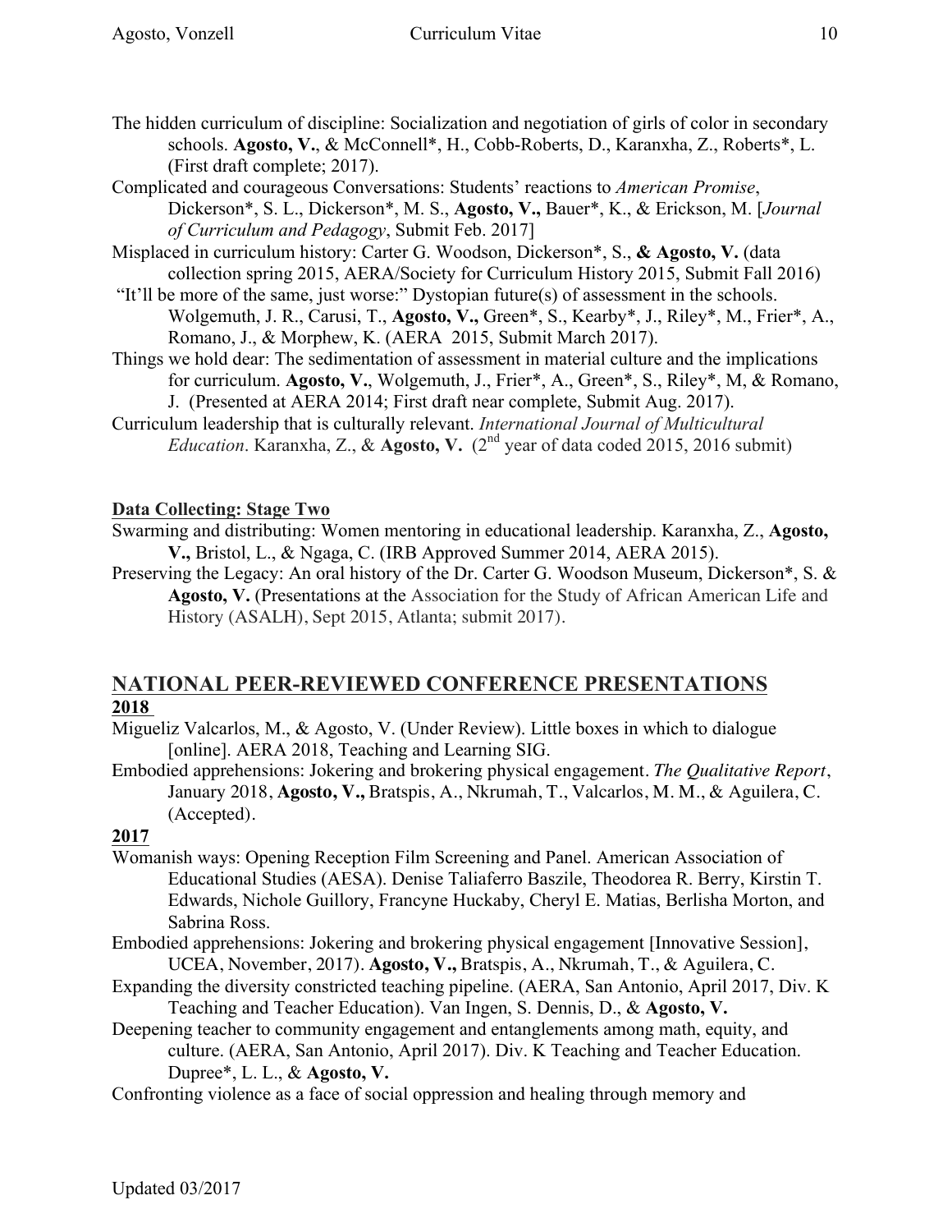The hidden curriculum of discipline: Socialization and negotiation of girls of color in secondary schools. **Agosto, V.**, & McConnell*, H., Cobb-Roberts, D., Karanxha, Z., Roberts*, L. (First draft complete; 2017).

Complicated and courageous Conversations: Students' reactions to *American Promise*, Dickerson*, S. L., Dickerson*, M. S., **Agosto, V.,** Bauer*, K., & Erickson, M. [*Journal of Curriculum and Pedagogy*, Submit Feb. 2017]

Misplaced in curriculum history: Carter G. Woodson, Dickerson*, S., **& Agosto, V.** (data collection spring 2015, AERA/Society for Curriculum History 2015, Submit Fall 2016)

"It'll be more of the same, just worse:" Dystopian future(s) of assessment in the schools. Wolgemuth, J. R., Carusi, T., **Agosto, V.,** Green*, S., Kearby*, J., Riley*, M., Frier*, A., Romano, J., & Morphew, K. (AERA 2015, Submit March 2017).

Things we hold dear: The sedimentation of assessment in material culture and the implications for curriculum. **Agosto, V.**, Wolgemuth, J., Frier*, A., Green*, S., Riley*, M, & Romano, J. (Presented at AERA 2014; First draft near complete, Submit Aug. 2017).

Curriculum leadership that is culturally relevant. *International Journal of Multicultural Education*. Karanxha, Z., & **Agosto, V.** (2nd year of data coded 2015, 2016 submit)

**Data Collecting: Stage Two**

Swarming and distributing: Women mentoring in educational leadership. Karanxha, Z., **Agosto, V.,** Bristol, L., & Ngaga, C. (IRB Approved Summer 2014, AERA 2015).

Preserving the Legacy: An oral history of the Dr. Carter G. Woodson Museum, Dickerson*, S. & **Agosto, V.** (Presentations at the Association for the Study of African American Life and History (ASALH), Sept 2015, Atlanta; submit 2017).

## NATIONAL PEER-REVIEWED CONFERENCE PRESENTATIONS

**2018**

Migueliz Valcarlos, M., & Agosto, V. (Under Review). Little boxes in which to dialogue [online]. AERA 2018, Teaching and Learning SIG.

Embodied apprehensions: Jokering and brokering physical engagement. *The Qualitative Report*, January 2018, **Agosto, V.,** Bratspis, A., Nkrumah, T., Valcarlos, M. M., & Aguilera, C. (Accepted).

**2017**

Womanish ways: Opening Reception Film Screening and Panel. American Association of Educational Studies (AESA). Denise Taliaferro Baszile, Theodorea R. Berry, Kirstin T. Edwards, Nichole Guillory, Francyne Huckaby, Cheryl E. Matias, Berlisha Morton, and Sabrina Ross.

Embodied apprehensions: Jokering and brokering physical engagement [Innovative Session], UCEA, November, 2017). **Agosto, V.,** Bratspis, A., Nkrumah, T., & Aguilera, C.

Expanding the diversity constricted teaching pipeline. (AERA, San Antonio, April 2017, Div. K Teaching and Teacher Education). Van Ingen, S. Dennis, D., & **Agosto, V.**

Deepening teacher to community engagement and entanglements among math, equity, and culture. (AERA, San Antonio, April 2017). Div. K Teaching and Teacher Education. Dupree*, L. L., & **Agosto, V.**

Confronting violence as a face of social oppression and healing through memory and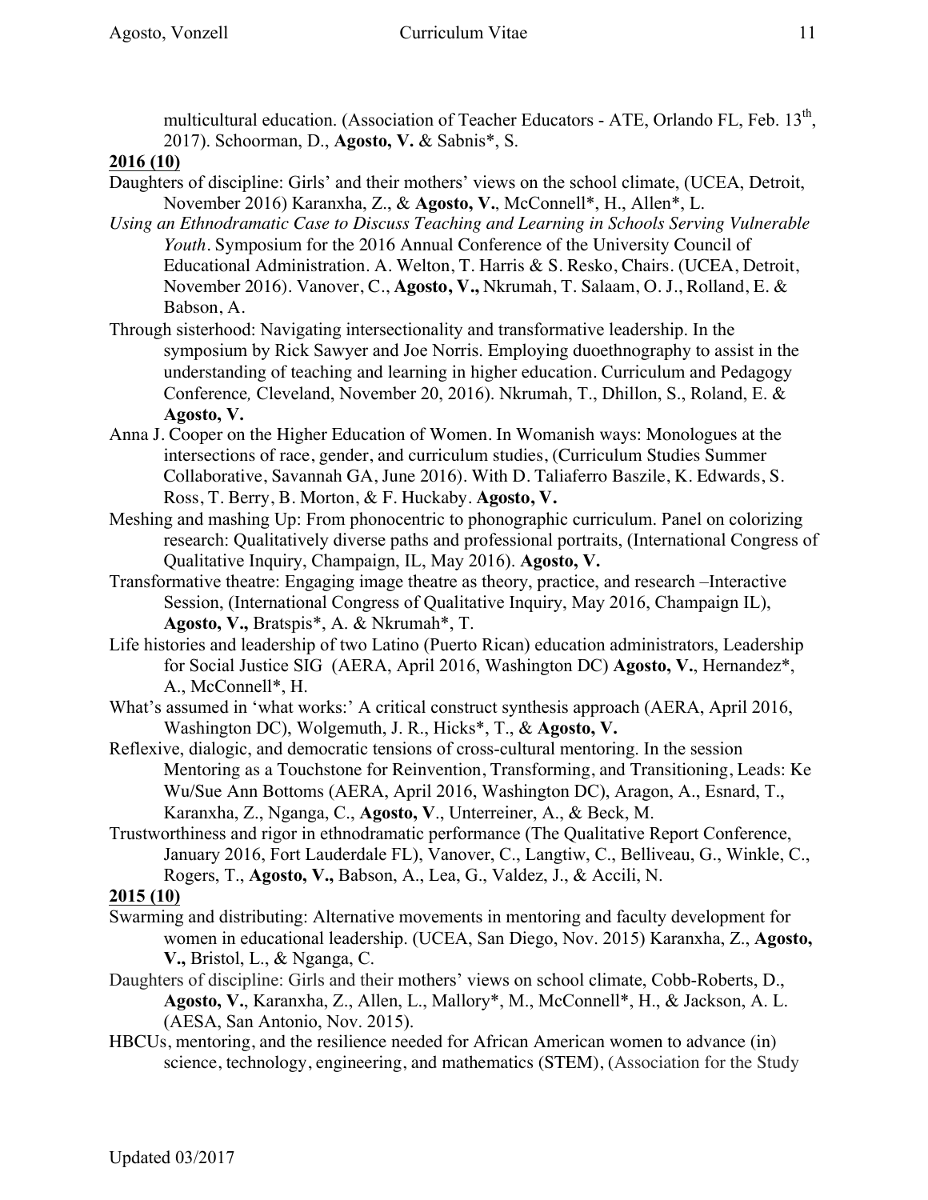multicultural education. (Association of Teacher Educators - ATE, Orlando FL, Feb. 13th, 2017). Schoorman, D., **Agosto, V.** & Sabnis*, S.

**2016 (10)**

Daughters of discipline: Girls' and their mothers' views on the school climate, (UCEA, Detroit, November 2016) Karanxha, Z., & **Agosto, V.**, McConnell*, H., Allen*, L.

*Using an Ethnodramatic Case to Discuss Teaching and Learning in Schools Serving Vulnerable Youth*. Symposium for the 2016 Annual Conference of the University Council of Educational Administration. A. Welton, T. Harris & S. Resko, Chairs. (UCEA, Detroit, November 2016). Vanover, C., **Agosto, V.,** Nkrumah, T. Salaam, O. J., Rolland, E. & Babson, A.

Through sisterhood: Navigating intersectionality and transformative leadership. In the symposium by Rick Sawyer and Joe Norris. Employing duoethnography to assist in the understanding of teaching and learning in higher education. Curriculum and Pedagogy Conference*,* Cleveland, November 20, 2016). Nkrumah, T., Dhillon, S., Roland, E. & **Agosto, V.**

Anna J. Cooper on the Higher Education of Women. In Womanish ways: Monologues at the intersections of race, gender, and curriculum studies, (Curriculum Studies Summer Collaborative, Savannah GA, June 2016). With D. Taliaferro Baszile, K. Edwards, S. Ross, T. Berry, B. Morton, & F. Huckaby. **Agosto, V.**

Meshing and mashing Up: From phonocentric to phonographic curriculum. Panel on colorizing research: Qualitatively diverse paths and professional portraits, (International Congress of Qualitative Inquiry, Champaign, IL, May 2016). **Agosto, V.**

Transformative theatre: Engaging image theatre as theory, practice, and research –Interactive Session, (International Congress of Qualitative Inquiry, May 2016, Champaign IL), **Agosto, V.,** Bratspis*, A. & Nkrumah*, T.

Life histories and leadership of two Latino (Puerto Rican) education administrators, Leadership for Social Justice SIG (AERA, April 2016, Washington DC) **Agosto, V.**, Hernandez*, A., McConnell*, H.

What's assumed in 'what works:' A critical construct synthesis approach (AERA, April 2016, Washington DC), Wolgemuth, J. R., Hicks*, T., & **Agosto, V.**

Reflexive, dialogic, and democratic tensions of cross-cultural mentoring. In the session Mentoring as a Touchstone for Reinvention, Transforming, and Transitioning, Leads: Ke Wu/Sue Ann Bottoms (AERA, April 2016, Washington DC), Aragon, A., Esnard, T., Karanxha, Z., Nganga, C., **Agosto, V**., Unterreiner, A., & Beck, M.

Trustworthiness and rigor in ethnodramatic performance (The Qualitative Report Conference, January 2016, Fort Lauderdale FL), Vanover, C., Langtiw, C., Belliveau, G., Winkle, C., Rogers, T., **Agosto, V.,** Babson, A., Lea, G., Valdez, J., & Accili, N.

**2015 (10)**

Swarming and distributing: Alternative movements in mentoring and faculty development for women in educational leadership. (UCEA, San Diego, Nov. 2015) Karanxha, Z., **Agosto, V.,** Bristol, L., & Nganga, C.

Daughters of discipline: Girls and their mothers' views on school climate, Cobb-Roberts, D., **Agosto, V.**, Karanxha, Z., Allen, L., Mallory*, M., McConnell*, H., & Jackson, A. L. (AESA, San Antonio, Nov. 2015).

HBCUs, mentoring, and the resilience needed for African American women to advance (in) science, technology, engineering, and mathematics (STEM), (Association for the Study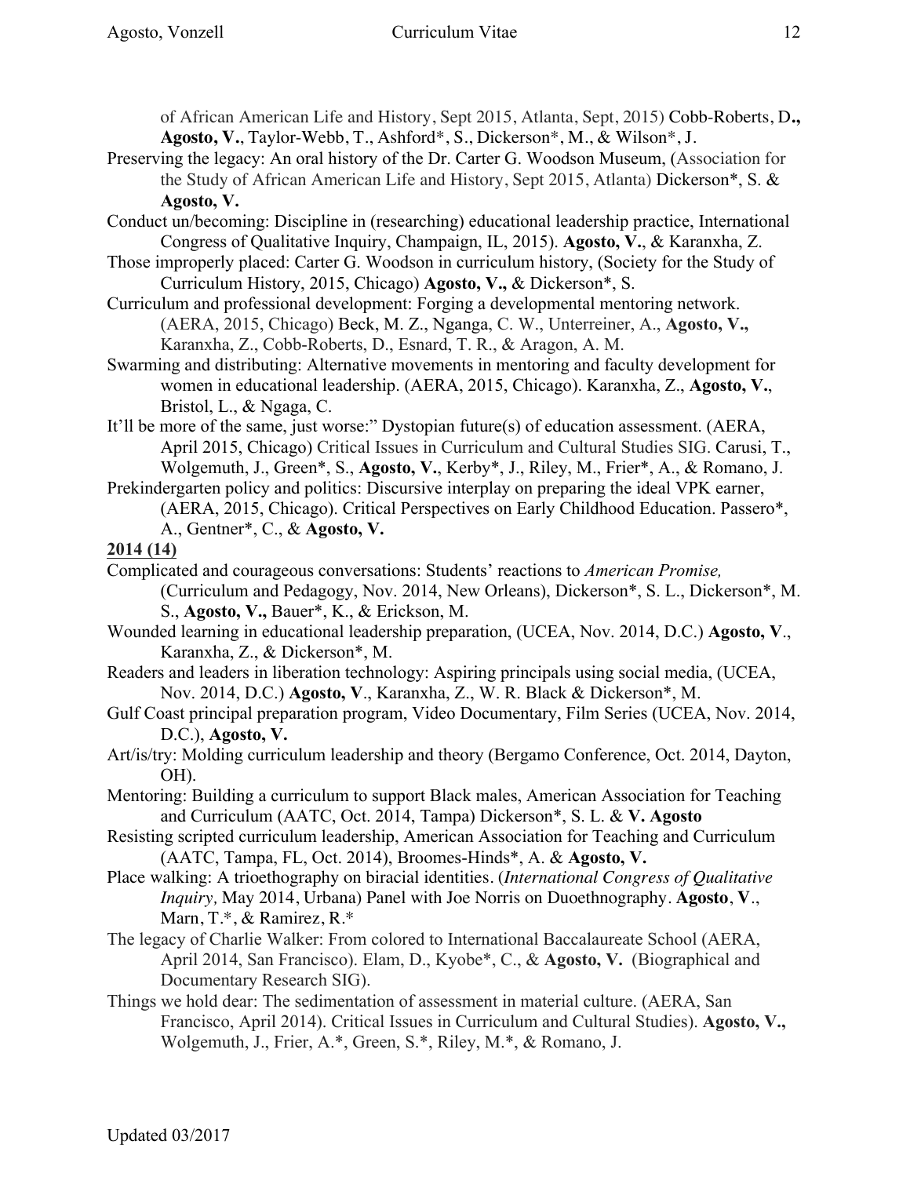of African American Life and History, Sept 2015, Atlanta, Sept, 2015) Cobb-Roberts, D**.,** **Agosto, V.**, Taylor-Webb, T., Ashford*, S., Dickerson*, M., & Wilson*, J.

Preserving the legacy: An oral history of the Dr. Carter G. Woodson Museum, (Association for the Study of African American Life and History, Sept 2015, Atlanta) Dickerson*, S. & **Agosto, V.**

Conduct un/becoming: Discipline in (researching) educational leadership practice, International Congress of Qualitative Inquiry, Champaign, IL, 2015). **Agosto, V.**, & Karanxha, Z.

Those improperly placed: Carter G. Woodson in curriculum history, (Society for the Study of Curriculum History, 2015, Chicago) **Agosto, V.,** & Dickerson*, S.

Curriculum and professional development: Forging a developmental mentoring network. (AERA, 2015, Chicago) Beck, M. Z., Nganga, C. W., Unterreiner, A., **Agosto, V.,** Karanxha, Z., Cobb-Roberts, D., Esnard, T. R., & Aragon, A. M.

Swarming and distributing: Alternative movements in mentoring and faculty development for women in educational leadership. (AERA, 2015, Chicago). Karanxha, Z., **Agosto, V.**, Bristol, L., & Ngaga, C.

It'll be more of the same, just worse:" Dystopian future(s) of education assessment. (AERA, April 2015, Chicago) Critical Issues in Curriculum and Cultural Studies SIG. Carusi, T., Wolgemuth, J., Green*, S., **Agosto, V.**, Kerby*, J., Riley, M., Frier*, A., & Romano, J.

Prekindergarten policy and politics: Discursive interplay on preparing the ideal VPK earner, (AERA, 2015, Chicago). Critical Perspectives on Early Childhood Education. Passero*, A., Gentner*, C., & **Agosto, V.**

**2014 (14)**

Complicated and courageous conversations: Students' reactions to *American Promise,* (Curriculum and Pedagogy, Nov. 2014, New Orleans), Dickerson*, S. L., Dickerson*, M. S., **Agosto, V.,** Bauer*, K., & Erickson, M.

Wounded learning in educational leadership preparation, (UCEA, Nov. 2014, D.C.) **Agosto, V**., Karanxha, Z., & Dickerson*, M.

Readers and leaders in liberation technology: Aspiring principals using social media, (UCEA, Nov. 2014, D.C.) **Agosto, V**., Karanxha, Z., W. R. Black & Dickerson*, M.

Gulf Coast principal preparation program, Video Documentary, Film Series (UCEA, Nov. 2014, D.C.), **Agosto, V.**

Art/is/try: Molding curriculum leadership and theory (Bergamo Conference, Oct. 2014, Dayton, OH).

Mentoring: Building a curriculum to support Black males, American Association for Teaching and Curriculum (AATC, Oct. 2014, Tampa) Dickerson*, S. L. & **V. Agosto**

Resisting scripted curriculum leadership, American Association for Teaching and Curriculum (AATC, Tampa, FL, Oct. 2014), Broomes-Hinds*, A. & **Agosto, V.**

Place walking: A trioethography on biracial identities. (*International Congress of Qualitative Inquiry,* May 2014, Urbana) Panel with Joe Norris on Duoethnography. **Agosto**, **V**., Marn, T.*, & Ramirez, R.*

The legacy of Charlie Walker: From colored to International Baccalaureate School (AERA, April 2014, San Francisco). Elam, D., Kyobe*, C., & **Agosto, V.** (Biographical and Documentary Research SIG).

Things we hold dear: The sedimentation of assessment in material culture. (AERA, San Francisco, April 2014). Critical Issues in Curriculum and Cultural Studies). **Agosto, V.,** Wolgemuth, J., Frier, A.*, Green, S.*, Riley, M.*, & Romano, J.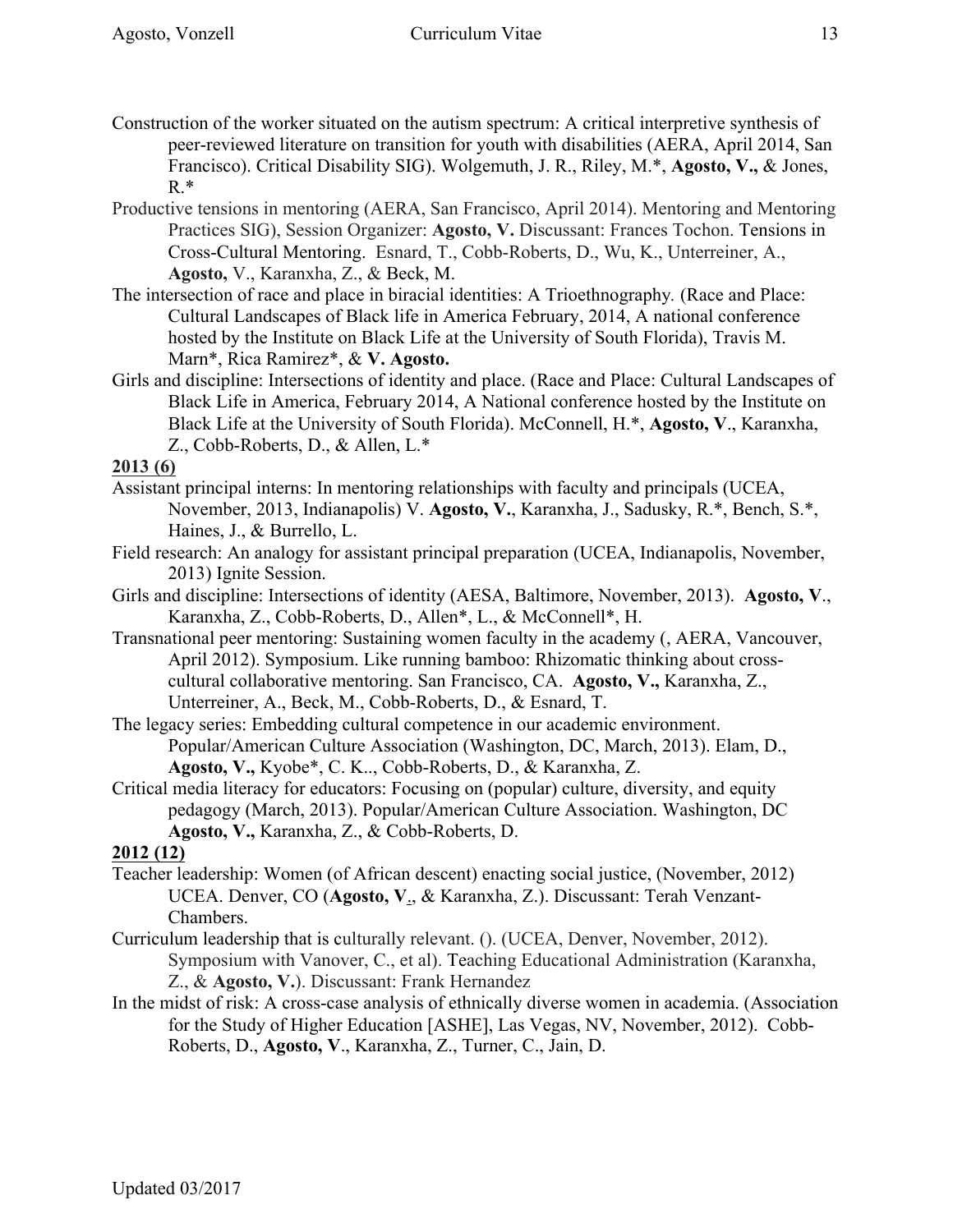Construction of the worker situated on the autism spectrum: A critical interpretive synthesis of peer-reviewed literature on transition for youth with disabilities (AERA, April 2014, San Francisco). Critical Disability SIG). Wolgemuth, J. R., Riley, M.*, **Agosto, V.,** & Jones, R.*

Productive tensions in mentoring (AERA, San Francisco, April 2014). Mentoring and Mentoring Practices SIG), Session Organizer: **Agosto, V.** Discussant: Frances Tochon. Tensions in Cross-Cultural Mentoring. Esnard, T., Cobb-Roberts, D., Wu, K., Unterreiner, A., **Agosto,** V., Karanxha, Z., & Beck, M.

The intersection of race and place in biracial identities: A Trioethnography. (Race and Place: Cultural Landscapes of Black life in America February, 2014, A national conference hosted by the Institute on Black Life at the University of South Florida), Travis M. Marn*, Rica Ramirez*, & **V. Agosto.**

Girls and discipline: Intersections of identity and place. (Race and Place: Cultural Landscapes of Black Life in America, February 2014, A National conference hosted by the Institute on Black Life at the University of South Florida). McConnell, H.*, **Agosto, V**., Karanxha, Z., Cobb-Roberts, D., & Allen, L.*

**2013 (6)**

Assistant principal interns: In mentoring relationships with faculty and principals (UCEA, November, 2013, Indianapolis) V. **Agosto, V.**, Karanxha, J., Sadusky, R.*, Bench, S.*, Haines, J., & Burrello, L.

Field research: An analogy for assistant principal preparation (UCEA, Indianapolis, November, 2013) Ignite Session.

Girls and discipline: Intersections of identity (AESA, Baltimore, November, 2013). **Agosto, V**., Karanxha, Z., Cobb-Roberts, D., Allen*, L., & McConnell*, H.

Transnational peer mentoring: Sustaining women faculty in the academy (, AERA, Vancouver, April 2012). Symposium. Like running bamboo: Rhizomatic thinking about cross-cultural collaborative mentoring. San Francisco, CA. **Agosto, V.,** Karanxha, Z., Unterreiner, A., Beck, M., Cobb-Roberts, D., & Esnard, T.

The legacy series: Embedding cultural competence in our academic environment. Popular/American Culture Association (Washington, DC, March, 2013). Elam, D., **Agosto, V.,** Kyobe*, C. K.., Cobb-Roberts, D., & Karanxha, Z.

Critical media literacy for educators: Focusing on (popular) culture, diversity, and equity pedagogy (March, 2013). Popular/American Culture Association. Washington, DC **Agosto, V.,** Karanxha, Z., & Cobb-Roberts, D.

**2012 (12)**

Teacher leadership: Women (of African descent) enacting social justice, (November, 2012) UCEA. Denver, CO (**Agosto, V**., & Karanxha, Z.). Discussant: Terah Venzant-Chambers.

Curriculum leadership that is culturally relevant. (). (UCEA, Denver, November, 2012). Symposium with Vanover, C., et al). Teaching Educational Administration (Karanxha, Z., & **Agosto, V.**). Discussant: Frank Hernandez

In the midst of risk: A cross-case analysis of ethnically diverse women in academia. (Association for the Study of Higher Education [ASHE], Las Vegas, NV, November, 2012). Cobb-Roberts, D., **Agosto, V**., Karanxha, Z., Turner, C., Jain, D.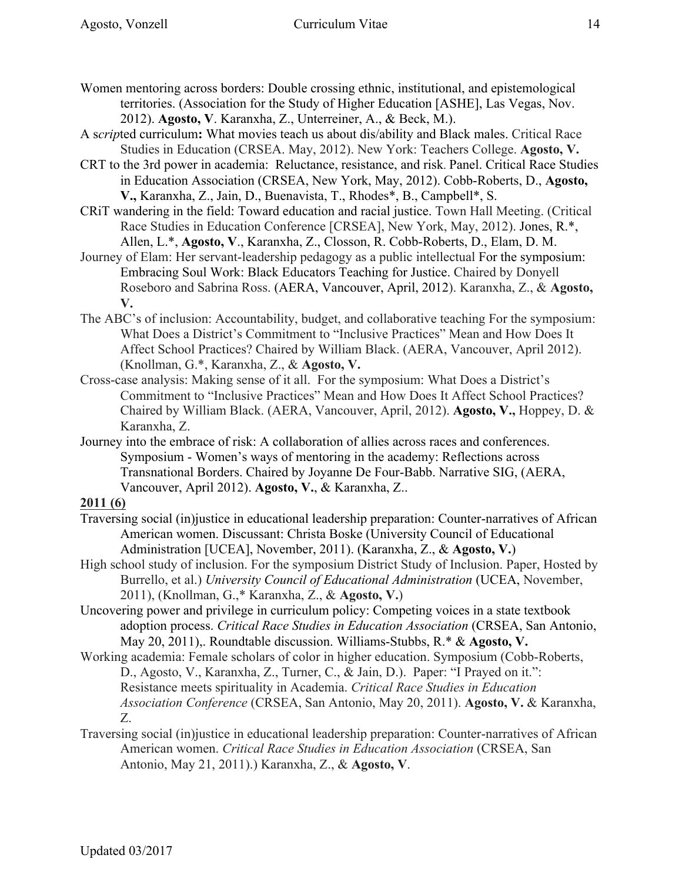Women mentoring across borders: Double crossing ethnic, institutional, and epistemological territories. (Association for the Study of Higher Education [ASHE], Las Vegas, Nov. 2012). **Agosto, V**. Karanxha, Z., Unterreiner, A., & Beck, M.).

A s*crip*ted curriculum**:** What movies teach us about dis/ability and Black males. Critical Race Studies in Education (CRSEA. May, 2012). New York: Teachers College. **Agosto, V.**

CRT to the 3rd power in academia: Reluctance, resistance, and risk. Panel. Critical Race Studies in Education Association (CRSEA, New York, May, 2012). Cobb-Roberts, D., **Agosto, V.,** Karanxha, Z., Jain, D., Buenavista, T., Rhodes*, B., Campbell*, S.

CRiT wandering in the field: Toward education and racial justice. Town Hall Meeting. (Critical Race Studies in Education Conference [CRSEA], New York, May, 2012). Jones, R.*, Allen, L.*, **Agosto, V**., Karanxha, Z., Closson, R. Cobb-Roberts, D., Elam, D. M.

Journey of Elam: Her servant-leadership pedagogy as a public intellectual For the symposium: Embracing Soul Work: Black Educators Teaching for Justice. Chaired by Donyell Roseboro and Sabrina Ross. (AERA, Vancouver, April, 2012). Karanxha, Z., & **Agosto, V.**

The ABC's of inclusion: Accountability, budget, and collaborative teaching For the symposium: What Does a District's Commitment to "Inclusive Practices" Mean and How Does It Affect School Practices? Chaired by William Black. (AERA, Vancouver, April 2012). (Knollman, G.*, Karanxha, Z., & **Agosto, V.**

Cross-case analysis: Making sense of it all. For the symposium: What Does a District's Commitment to "Inclusive Practices" Mean and How Does It Affect School Practices? Chaired by William Black. (AERA, Vancouver, April, 2012). **Agosto, V.,** Hoppey, D. & Karanxha, Z.

Journey into the embrace of risk: A collaboration of allies across races and conferences. Symposium - Women's ways of mentoring in the academy: Reflections across Transnational Borders. Chaired by Joyanne De Four-Babb. Narrative SIG, (AERA, Vancouver, April 2012). **Agosto, V.**, & Karanxha, Z..

**2011 (6)**

Traversing social (in)justice in educational leadership preparation: Counter-narratives of African American women. Discussant: Christa Boske (University Council of Educational Administration [UCEA], November, 2011). (Karanxha, Z., & **Agosto, V.**)

High school study of inclusion. For the symposium District Study of Inclusion. Paper, Hosted by Burrello, et al.) *University Council of Educational Administration* (UCEA, November, 2011), (Knollman, G.,* Karanxha, Z., & **Agosto, V.**)

Uncovering power and privilege in curriculum policy: Competing voices in a state textbook adoption process. *Critical Race Studies in Education Association* (CRSEA, San Antonio, May 20, 2011),. Roundtable discussion. Williams-Stubbs, R.* & **Agosto, V.**

Working academia: Female scholars of color in higher education. Symposium (Cobb-Roberts, D., Agosto, V., Karanxha, Z., Turner, C., & Jain, D.). Paper: "I Prayed on it.": Resistance meets spirituality in Academia. *Critical Race Studies in Education Association Conference* (CRSEA, San Antonio, May 20, 2011). **Agosto, V.** & Karanxha, Z.

Traversing social (in)justice in educational leadership preparation: Counter-narratives of African American women. *Critical Race Studies in Education Association* (CRSEA, San Antonio, May 21, 2011).) Karanxha, Z., & **Agosto, V**.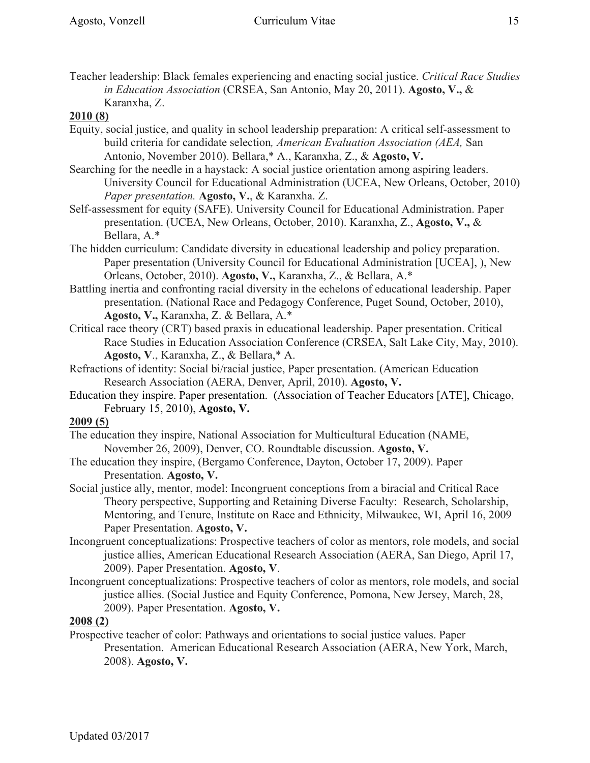Teacher leadership: Black females experiencing and enacting social justice. *Critical Race Studies in Education Association* (CRSEA, San Antonio, May 20, 2011). **Agosto, V.,** & Karanxha, Z.

**2010 (8)**

Equity, social justice, and quality in school leadership preparation: A critical self-assessment to build criteria for candidate selection*, American Evaluation Association (AEA,* San Antonio, November 2010). Bellara,* A., Karanxha, Z., & **Agosto, V.**

Searching for the needle in a haystack: A social justice orientation among aspiring leaders. University Council for Educational Administration (UCEA, New Orleans, October, 2010) *Paper presentation.* **Agosto, V.**, & Karanxha. Z.

Self-assessment for equity (SAFE). University Council for Educational Administration. Paper presentation. (UCEA, New Orleans, October, 2010). Karanxha, Z., **Agosto, V.,** & Bellara, A.*

The hidden curriculum: Candidate diversity in educational leadership and policy preparation. Paper presentation (University Council for Educational Administration [UCEA], ), New Orleans, October, 2010). **Agosto, V.,** Karanxha, Z., & Bellara, A.*

Battling inertia and confronting racial diversity in the echelons of educational leadership. Paper presentation. (National Race and Pedagogy Conference, Puget Sound, October, 2010), **Agosto, V.,** Karanxha, Z. & Bellara, A.*

Critical race theory (CRT) based praxis in educational leadership. Paper presentation. Critical Race Studies in Education Association Conference (CRSEA, Salt Lake City, May, 2010). **Agosto, V**., Karanxha, Z., & Bellara,* A.

Refractions of identity: Social bi/racial justice, Paper presentation. (American Education Research Association (AERA, Denver, April, 2010). **Agosto, V.**

Education they inspire. Paper presentation. (Association of Teacher Educators [ATE], Chicago, February 15, 2010), **Agosto, V.**

**2009 (5)**

The education they inspire, National Association for Multicultural Education (NAME, November 26, 2009), Denver, CO. Roundtable discussion. **Agosto, V.**

The education they inspire, (Bergamo Conference, Dayton, October 17, 2009). Paper Presentation. **Agosto, V.**

Social justice ally, mentor, model: Incongruent conceptions from a biracial and Critical Race Theory perspective, Supporting and Retaining Diverse Faculty: Research, Scholarship, Mentoring, and Tenure, Institute on Race and Ethnicity, Milwaukee, WI, April 16, 2009 Paper Presentation. **Agosto, V.**

Incongruent conceptualizations: Prospective teachers of color as mentors, role models, and social justice allies, American Educational Research Association (AERA, San Diego, April 17, 2009). Paper Presentation. **Agosto, V**.

Incongruent conceptualizations: Prospective teachers of color as mentors, role models, and social justice allies. (Social Justice and Equity Conference, Pomona, New Jersey, March, 28, 2009). Paper Presentation. **Agosto, V.**

**2008 (2)**

Prospective teacher of color: Pathways and orientations to social justice values. Paper Presentation. American Educational Research Association (AERA, New York, March, 2008). **Agosto, V.**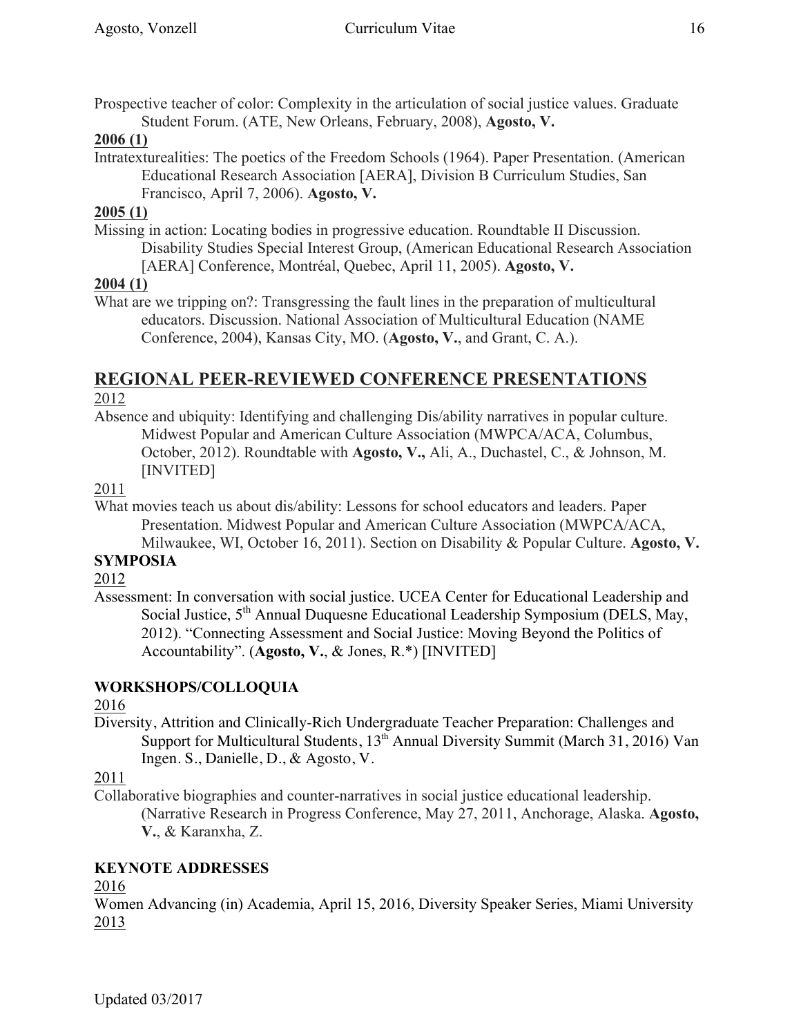Prospective teacher of color: Complexity in the articulation of social justice values. Graduate Student Forum. (ATE, New Orleans, February, 2008), **Agosto, V.**

**2006 (1)**

Intratexturealities: The poetics of the Freedom Schools (1964). Paper Presentation. (American Educational Research Association [AERA], Division B Curriculum Studies, San Francisco, April 7, 2006). **Agosto, V.**

**2005 (1)**

Missing in action: Locating bodies in progressive education. Roundtable II Discussion. Disability Studies Special Interest Group, (American Educational Research Association [AERA] Conference, Montréal, Quebec, April 11, 2005). **Agosto, V.**

**2004 (1)**

What are we tripping on?: Transgressing the fault lines in the preparation of multicultural educators. Discussion. National Association of Multicultural Education (NAME Conference, 2004), Kansas City, MO. (**Agosto, V.**, and Grant, C. A.).

## REGIONAL PEER-REVIEWED CONFERENCE PRESENTATIONS

2012

Absence and ubiquity: Identifying and challenging Dis/ability narratives in popular culture. Midwest Popular and American Culture Association (MWPCA/ACA, Columbus, October, 2012). Roundtable with **Agosto, V.,** Ali, A., Duchastel, C., & Johnson, M. [INVITED]

2011

What movies teach us about dis/ability: Lessons for school educators and leaders. Paper Presentation. Midwest Popular and American Culture Association (MWPCA/ACA, Milwaukee, WI, October 16, 2011). Section on Disability & Popular Culture. **Agosto, V.**

### SYMPOSIA

2012

Assessment: In conversation with social justice. UCEA Center for Educational Leadership and Social Justice, 5th Annual Duquesne Educational Leadership Symposium (DELS, May, 2012). "Connecting Assessment and Social Justice: Moving Beyond the Politics of Accountability". (**Agosto, V.**, & Jones, R.*) [INVITED]

### WORKSHOPS/COLLOQUIA

2016

Diversity, Attrition and Clinically-Rich Undergraduate Teacher Preparation: Challenges and Support for Multicultural Students, 13th Annual Diversity Summit (March 31, 2016) Van Ingen. S., Danielle, D., & Agosto, V.

2011

Collaborative biographies and counter-narratives in social justice educational leadership. (Narrative Research in Progress Conference, May 27, 2011, Anchorage, Alaska. **Agosto, V.**, & Karanxha, Z.

### KEYNOTE ADDRESSES

2016

Women Advancing (in) Academia, April 15, 2016, Diversity Speaker Series, Miami University

2013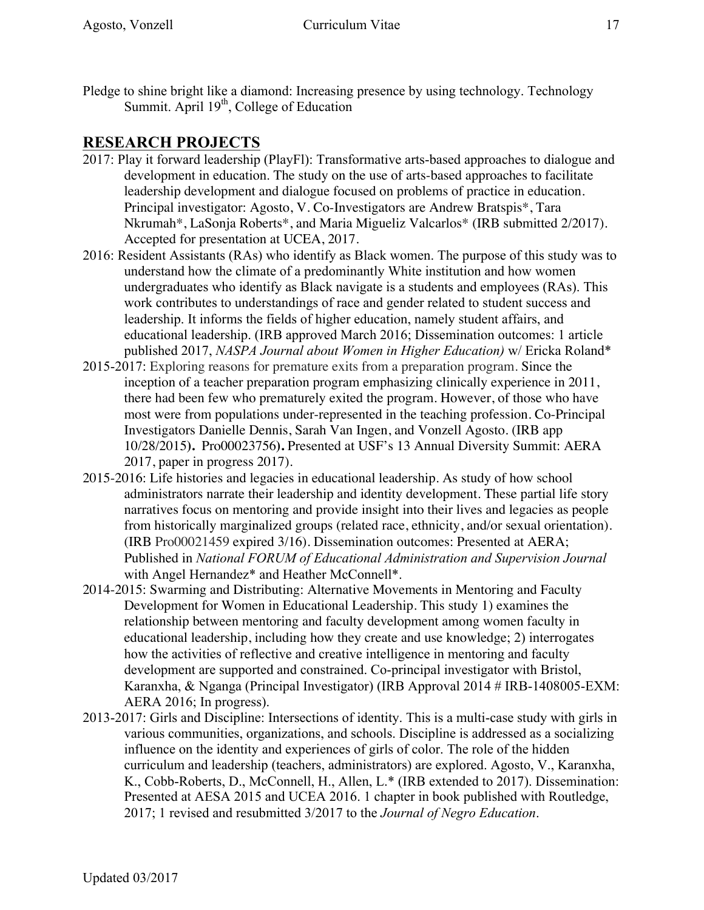Pledge to shine bright like a diamond: Increasing presence by using technology. Technology Summit. April 19th, College of Education

## RESEARCH PROJECTS

2017: Play it forward leadership (PlayFl): Transformative arts-based approaches to dialogue and development in education. The study on the use of arts-based approaches to facilitate leadership development and dialogue focused on problems of practice in education. Principal investigator: Agosto, V. Co-Investigators are Andrew Bratspis*, Tara Nkrumah*, LaSonja Roberts*, and Maria Migueliz Valcarlos* (IRB submitted 2/2017). Accepted for presentation at UCEA, 2017.

2016: Resident Assistants (RAs) who identify as Black women. The purpose of this study was to understand how the climate of a predominantly White institution and how women undergraduates who identify as Black navigate is a students and employees (RAs). This work contributes to understandings of race and gender related to student success and leadership. It informs the fields of higher education, namely student affairs, and educational leadership. (IRB approved March 2016; Dissemination outcomes: 1 article published 2017, *NASPA Journal about Women in Higher Education)* w/ Ericka Roland*

2015-2017: Exploring reasons for premature exits from a preparation program. Since the inception of a teacher preparation program emphasizing clinically experience in 2011, there had been few who prematurely exited the program. However, of those who have most were from populations under-represented in the teaching profession. Co-Principal Investigators Danielle Dennis, Sarah Van Ingen, and Vonzell Agosto. (IRB app 10/28/2015**).** Pro00023756**).** Presented at USF's 13 Annual Diversity Summit: AERA 2017, paper in progress 2017).

2015-2016: Life histories and legacies in educational leadership. As study of how school administrators narrate their leadership and identity development. These partial life story narratives focus on mentoring and provide insight into their lives and legacies as people from historically marginalized groups (related race, ethnicity, and/or sexual orientation). (IRB Pro00021459 expired 3/16). Dissemination outcomes: Presented at AERA; Published in *National FORUM of Educational Administration and Supervision Journal* with Angel Hernandez* and Heather McConnell*.

2014-2015: Swarming and Distributing: Alternative Movements in Mentoring and Faculty Development for Women in Educational Leadership. This study 1) examines the relationship between mentoring and faculty development among women faculty in educational leadership, including how they create and use knowledge; 2) interrogates how the activities of reflective and creative intelligence in mentoring and faculty development are supported and constrained. Co-principal investigator with Bristol, Karanxha, & Nganga (Principal Investigator) (IRB Approval 2014 # IRB-1408005-EXM: AERA 2016; In progress).

2013-2017: Girls and Discipline: Intersections of identity. This is a multi-case study with girls in various communities, organizations, and schools. Discipline is addressed as a socializing influence on the identity and experiences of girls of color. The role of the hidden curriculum and leadership (teachers, administrators) are explored. Agosto, V., Karanxha, K., Cobb-Roberts, D., McConnell, H., Allen, L.* (IRB extended to 2017). Dissemination: Presented at AESA 2015 and UCEA 2016. 1 chapter in book published with Routledge, 2017; 1 revised and resubmitted 3/2017 to the *Journal of Negro Education*.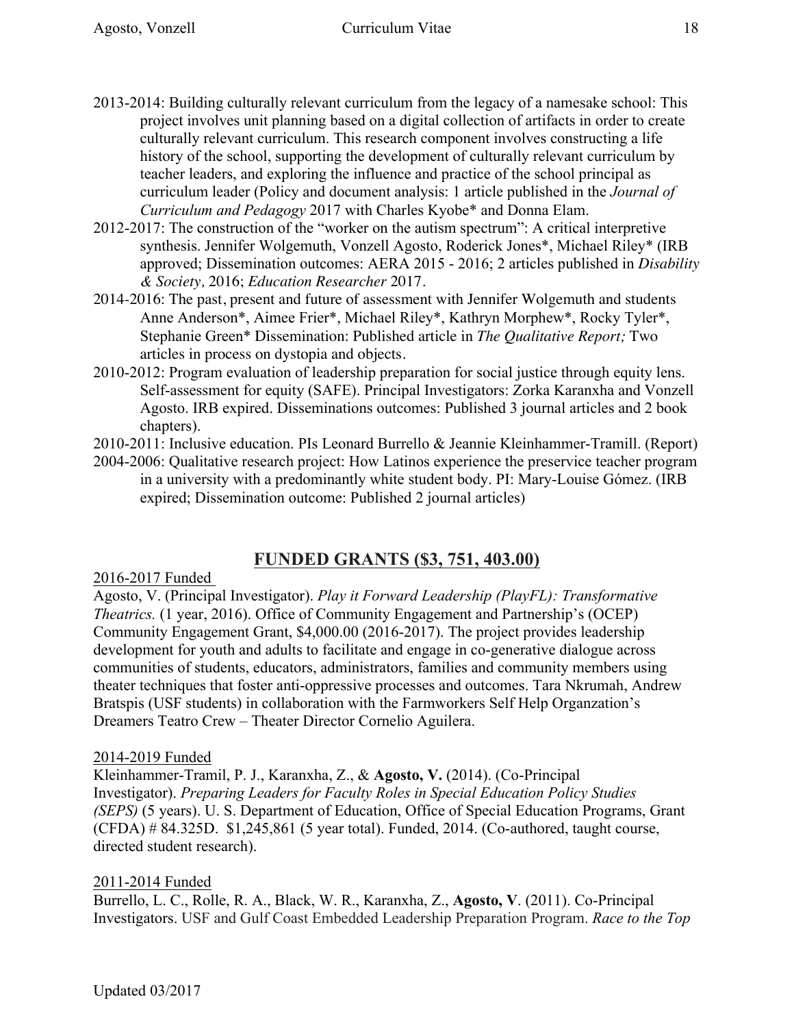2013-2014: Building culturally relevant curriculum from the legacy of a namesake school: This project involves unit planning based on a digital collection of artifacts in order to create culturally relevant curriculum. This research component involves constructing a life history of the school, supporting the development of culturally relevant curriculum by teacher leaders, and exploring the influence and practice of the school principal as curriculum leader (Policy and document analysis: 1 article published in the *Journal of Curriculum and Pedagogy* 2017 with Charles Kyobe* and Donna Elam.

2012-2017: The construction of the "worker on the autism spectrum": A critical interpretive synthesis. Jennifer Wolgemuth, Vonzell Agosto, Roderick Jones*, Michael Riley* (IRB approved; Dissemination outcomes: AERA 2015 - 2016; 2 articles published in *Disability & Society,* 2016; *Education Researcher* 2017.

2014-2016: The past, present and future of assessment with Jennifer Wolgemuth and students Anne Anderson*, Aimee Frier*, Michael Riley*, Kathryn Morphew*, Rocky Tyler*, Stephanie Green* Dissemination: Published article in *The Qualitative Report;* Two articles in process on dystopia and objects.

2010-2012: Program evaluation of leadership preparation for social justice through equity lens. Self-assessment for equity (SAFE). Principal Investigators: Zorka Karanxha and Vonzell Agosto. IRB expired. Disseminations outcomes: Published 3 journal articles and 2 book chapters).

2010-2011: Inclusive education. PIs Leonard Burrello & Jeannie Kleinhammer-Tramill. (Report)

2004-2006: Qualitative research project: How Latinos experience the preservice teacher program in a university with a predominantly white student body. PI: Mary-Louise Gómez. (IRB expired; Dissemination outcome: Published 2 journal articles)

## FUNDED GRANTS ($3, 751, 403.00)

2016-2017 Funded

Agosto, V. (Principal Investigator). *Play it Forward Leadership (PlayFL): Transformative Theatrics.* (1 year, 2016). Office of Community Engagement and Partnership's (OCEP) Community Engagement Grant, $4,000.00 (2016-2017). The project provides leadership development for youth and adults to facilitate and engage in co-generative dialogue across communities of students, educators, administrators, families and community members using theater techniques that foster anti-oppressive processes and outcomes. Tara Nkrumah, Andrew Bratspis (USF students) in collaboration with the Farmworkers Self Help Organzation's Dreamers Teatro Crew – Theater Director Cornelio Aguilera.

2014-2019 Funded

Kleinhammer-Tramil, P. J., Karanxha, Z., & **Agosto, V.** (2014). (Co-Principal Investigator). *Preparing Leaders for Faculty Roles in Special Education Policy Studies (SEPS)* (5 years). U. S. Department of Education, Office of Special Education Programs, Grant (CFDA) # 84.325D. $1,245,861 (5 year total). Funded, 2014. (Co-authored, taught course, directed student research).

2011-2014 Funded

Burrello, L. C., Rolle, R. A., Black, W. R., Karanxha, Z., **Agosto, V**. (2011). Co-Principal Investigators. USF and Gulf Coast Embedded Leadership Preparation Program. *Race to the Top*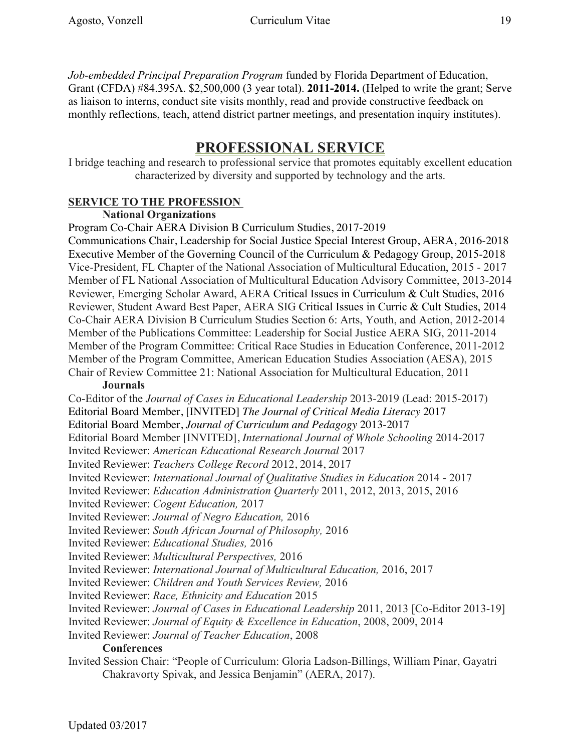*Job-embedded Principal Preparation Program* funded by Florida Department of Education, Grant (CFDA) #84.395A. $2,500,000 (3 year total). **2011-2014.** (Helped to write the grant; Serve as liaison to interns, conduct site visits monthly, read and provide constructive feedback on monthly reflections, teach, attend district partner meetings, and presentation inquiry institutes).

# PROFESSIONAL SERVICE

I bridge teaching and research to professional service that promotes equitably excellent education characterized by diversity and supported by technology and the arts.

## SERVICE TO THE PROFESSION

### National Organizations

Program Co-Chair AERA Division B Curriculum Studies, 2017-2019
Communications Chair, Leadership for Social Justice Special Interest Group, AERA, 2016-2018
Executive Member of the Governing Council of the Curriculum & Pedagogy Group, 2015-2018
Vice-President, FL Chapter of the National Association of Multicultural Education, 2015 - 2017
Member of FL National Association of Multicultural Education Advisory Committee, 2013-2014
Reviewer, Emerging Scholar Award, AERA Critical Issues in Curriculum & Cult Studies, 2016
Reviewer, Student Award Best Paper, AERA SIG Critical Issues in Curric & Cult Studies, 2014
Co-Chair AERA Division B Curriculum Studies Section 6: Arts, Youth, and Action, 2012-2014
Member of the Publications Committee: Leadership for Social Justice AERA SIG, 2011-2014
Member of the Program Committee: Critical Race Studies in Education Conference, 2011-2012
Member of the Program Committee, American Education Studies Association (AESA), 2015
Chair of Review Committee 21: National Association for Multicultural Education, 2011

### Journals

Co-Editor of the *Journal of Cases in Educational Leadership* 2013-2019 (Lead: 2015-2017)
Editorial Board Member, [INVITED] *The Journal of Critical Media Literacy* 2017
Editorial Board Member, *Journal of Curriculum and Pedagogy* 2013-2017
Editorial Board Member [INVITED], *International Journal of Whole Schooling* 2014-2017
Invited Reviewer: *American Educational Research Journal* 2017
Invited Reviewer: *Teachers College Record* 2012, 2014, 2017
Invited Reviewer: *International Journal of Qualitative Studies in Education* 2014 - 2017
Invited Reviewer: *Education Administration Quarterly* 2011, 2012, 2013, 2015, 2016
Invited Reviewer: *Cogent Education,* 2017
Invited Reviewer: *Journal of Negro Education,* 2016
Invited Reviewer: *South African Journal of Philosophy,* 2016
Invited Reviewer: *Educational Studies,* 2016
Invited Reviewer: *Multicultural Perspectives,* 2016
Invited Reviewer: *International Journal of Multicultural Education,* 2016, 2017
Invited Reviewer: *Children and Youth Services Review,* 2016
Invited Reviewer: *Race, Ethnicity and Education* 2015
Invited Reviewer: *Journal of Cases in Educational Leadership* 2011, 2013 [Co-Editor 2013-19]
Invited Reviewer: *Journal of Equity & Excellence in Education*, 2008, 2009, 2014
Invited Reviewer: *Journal of Teacher Education*, 2008

### Conferences

Invited Session Chair: "People of Curriculum: Gloria Ladson-Billings, William Pinar, Gayatri Chakravorty Spivak, and Jessica Benjamin" (AERA, 2017).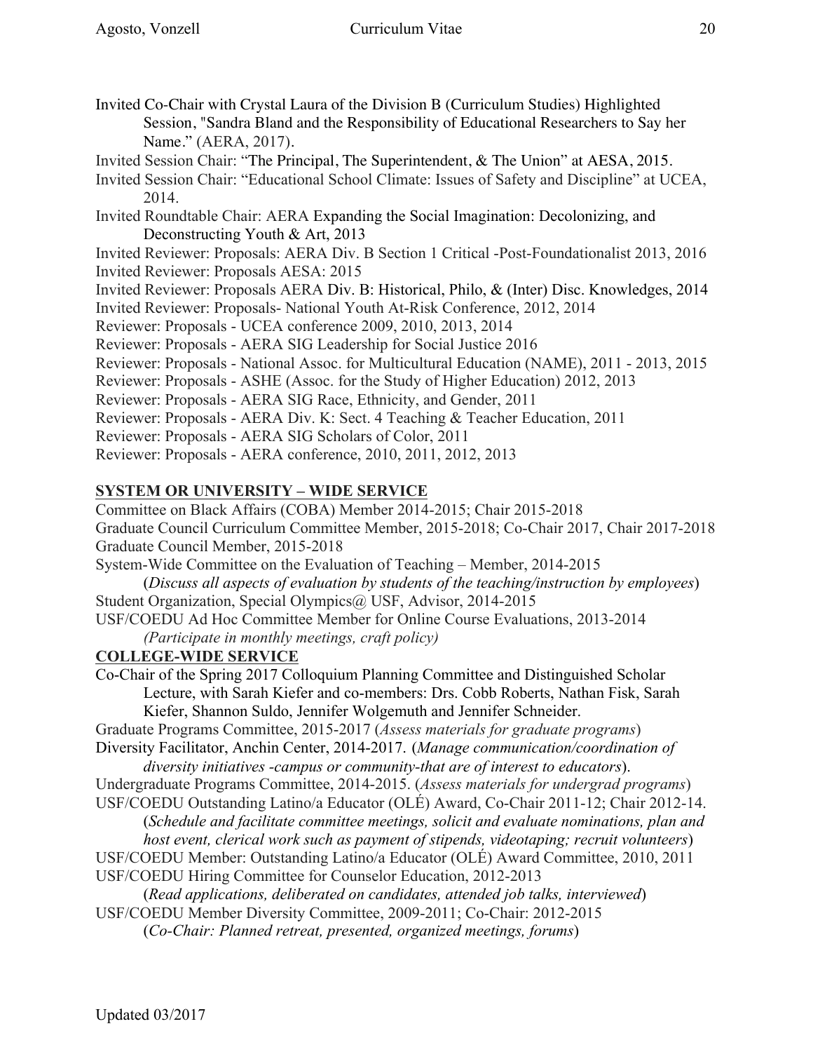Invited Co-Chair with Crystal Laura of the Division B (Curriculum Studies) Highlighted Session, "Sandra Bland and the Responsibility of Educational Researchers to Say her Name." (AERA, 2017).

Invited Session Chair: "The Principal, The Superintendent, & The Union" at AESA, 2015.

Invited Session Chair: "Educational School Climate: Issues of Safety and Discipline" at UCEA, 2014.

Invited Roundtable Chair: AERA Expanding the Social Imagination: Decolonizing, and Deconstructing Youth & Art, 2013

Invited Reviewer: Proposals: AERA Div. B Section 1 Critical -Post-Foundationalist 2013, 2016

Invited Reviewer: Proposals AESA: 2015

Invited Reviewer: Proposals AERA Div. B: Historical, Philo, & (Inter) Disc. Knowledges, 2014

Invited Reviewer: Proposals- National Youth At-Risk Conference, 2012, 2014

Reviewer: Proposals - UCEA conference 2009, 2010, 2013, 2014

Reviewer: Proposals - AERA SIG Leadership for Social Justice 2016

Reviewer: Proposals - National Assoc. for Multicultural Education (NAME), 2011 - 2013, 2015

Reviewer: Proposals - ASHE (Assoc. for the Study of Higher Education) 2012, 2013

Reviewer: Proposals - AERA SIG Race, Ethnicity, and Gender, 2011

Reviewer: Proposals - AERA Div. K: Sect. 4 Teaching & Teacher Education, 2011

Reviewer: Proposals - AERA SIG Scholars of Color, 2011

Reviewer: Proposals - AERA conference, 2010, 2011, 2012, 2013

## SYSTEM OR UNIVERSITY – WIDE SERVICE

Committee on Black Affairs (COBA) Member 2014-2015; Chair 2015-2018

Graduate Council Curriculum Committee Member, 2015-2018; Co-Chair 2017, Chair 2017-2018

Graduate Council Member, 2015-2018

System-Wide Committee on the Evaluation of Teaching – Member, 2014-2015
(*Discuss all aspects of evaluation by students of the teaching/instruction by employees*)

Student Organization, Special Olympics@ USF, Advisor, 2014-2015

USF/COEDU Ad Hoc Committee Member for Online Course Evaluations, 2013-2014
*(Participate in monthly meetings, craft policy)*

## COLLEGE-WIDE SERVICE

Co-Chair of the Spring 2017 Colloquium Planning Committee and Distinguished Scholar Lecture, with Sarah Kiefer and co-members: Drs. Cobb Roberts, Nathan Fisk, Sarah Kiefer, Shannon Suldo, Jennifer Wolgemuth and Jennifer Schneider.

Graduate Programs Committee, 2015-2017 (*Assess materials for graduate programs*)

Diversity Facilitator, Anchin Center, 2014-2017. (*Manage communication/coordination of diversity initiatives -campus or community-that are of interest to educators*).

Undergraduate Programs Committee, 2014-2015. (*Assess materials for undergrad programs*)

USF/COEDU Outstanding Latino/a Educator (OLÉ) Award, Co-Chair 2011-12; Chair 2012-14.
(*Schedule and facilitate committee meetings, solicit and evaluate nominations, plan and host event, clerical work such as payment of stipends, videotaping; recruit volunteers*)

USF/COEDU Member: Outstanding Latino/a Educator (OLÉ) Award Committee, 2010, 2011

USF/COEDU Hiring Committee for Counselor Education, 2012-2013
(*Read applications, deliberated on candidates, attended job talks, interviewed*)

USF/COEDU Member Diversity Committee, 2009-2011; Co-Chair: 2012-2015
(*Co-Chair: Planned retreat, presented, organized meetings, forums*)

Updated 03/2017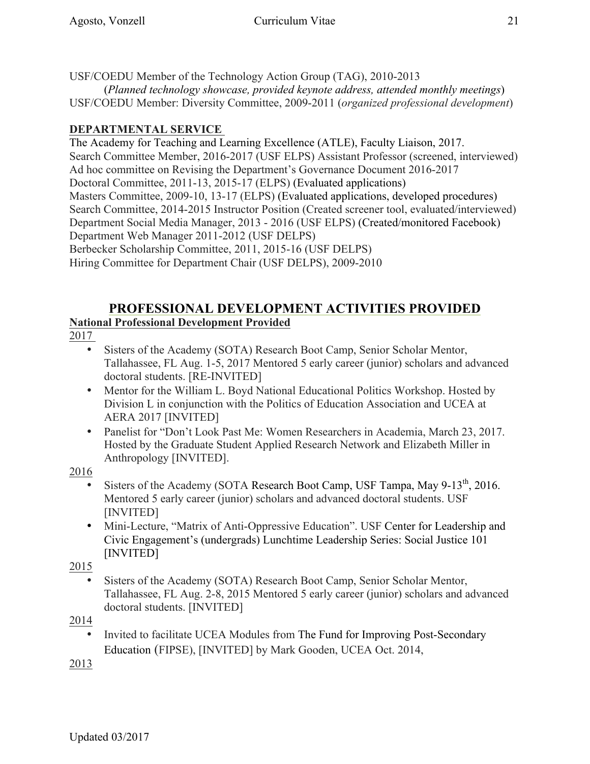USF/COEDU Member of the Technology Action Group (TAG), 2010-2013
(*Planned technology showcase, provided keynote address, attended monthly meetings*)
USF/COEDU Member: Diversity Committee, 2009-2011 (*organized professional development*)

**DEPARTMENTAL SERVICE**

The Academy for Teaching and Learning Excellence (ATLE), Faculty Liaison, 2017.
Search Committee Member, 2016-2017 (USF ELPS) Assistant Professor (screened, interviewed)
Ad hoc committee on Revising the Department's Governance Document 2016-2017
Doctoral Committee, 2011-13, 2015-17 (ELPS) (Evaluated applications)
Masters Committee, 2009-10, 13-17 (ELPS) (Evaluated applications, developed procedures)
Search Committee, 2014-2015 Instructor Position (Created screener tool, evaluated/interviewed)
Department Social Media Manager, 2013 - 2016 (USF ELPS) (Created/monitored Facebook)
Department Web Manager 2011-2012 (USF DELPS)
Berbecker Scholarship Committee, 2011, 2015-16 (USF DELPS)
Hiring Committee for Department Chair (USF DELPS), 2009-2010

## PROFESSIONAL DEVELOPMENT ACTIVITIES PROVIDED

**National Professional Development Provided**

2017

- Sisters of the Academy (SOTA) Research Boot Camp, Senior Scholar Mentor, Tallahassee, FL Aug. 1-5, 2017 Mentored 5 early career (junior) scholars and advanced doctoral students. [RE-INVITED]
- Mentor for the William L. Boyd National Educational Politics Workshop. Hosted by Division L in conjunction with the Politics of Education Association and UCEA at AERA 2017 [INVITED]
- Panelist for "Don't Look Past Me: Women Researchers in Academia, March 23, 2017. Hosted by the Graduate Student Applied Research Network and Elizabeth Miller in Anthropology [INVITED].

2016

- Sisters of the Academy (SOTA Research Boot Camp, USF Tampa, May 9-13th, 2016. Mentored 5 early career (junior) scholars and advanced doctoral students. USF [INVITED]
- Mini-Lecture, "Matrix of Anti-Oppressive Education". USF Center for Leadership and Civic Engagement's (undergrads) Lunchtime Leadership Series: Social Justice 101 [INVITED]

2015

- Sisters of the Academy (SOTA) Research Boot Camp, Senior Scholar Mentor, Tallahassee, FL Aug. 2-8, 2015 Mentored 5 early career (junior) scholars and advanced doctoral students. [INVITED]

2014

- Invited to facilitate UCEA Modules from The Fund for Improving Post-Secondary Education (FIPSE), [INVITED] by Mark Gooden, UCEA Oct. 2014,

2013

Updated 03/2017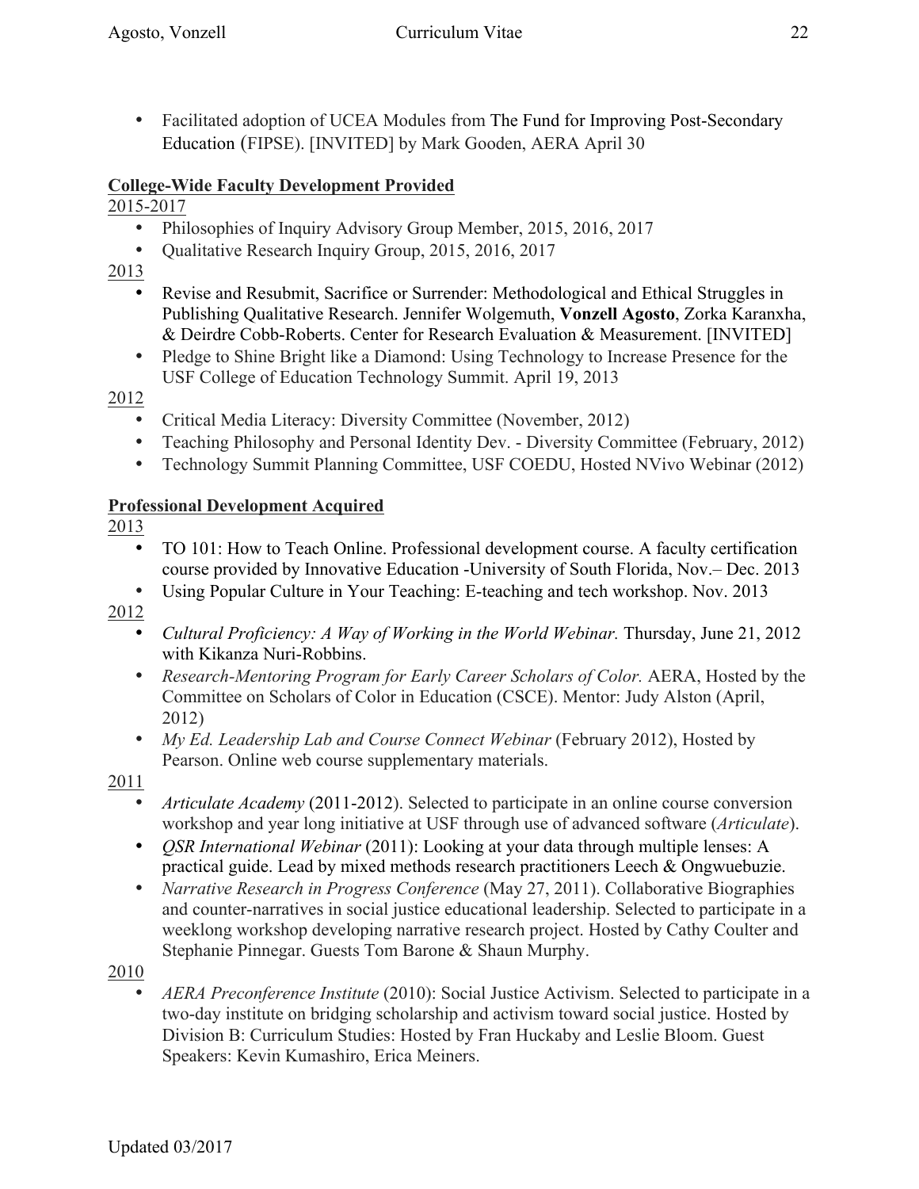- Facilitated adoption of UCEA Modules from The Fund for Improving Post-Secondary Education (FIPSE). [INVITED] by Mark Gooden, AERA April 30

**College-Wide Faculty Development Provided**

2015-2017

- Philosophies of Inquiry Advisory Group Member, 2015, 2016, 2017
- Qualitative Research Inquiry Group, 2015, 2016, 2017

2013

- Revise and Resubmit, Sacrifice or Surrender: Methodological and Ethical Struggles in Publishing Qualitative Research. Jennifer Wolgemuth, **Vonzell Agosto**, Zorka Karanxha, & Deirdre Cobb-Roberts. Center for Research Evaluation & Measurement. [INVITED]
- Pledge to Shine Bright like a Diamond: Using Technology to Increase Presence for the USF College of Education Technology Summit. April 19, 2013

2012

- Critical Media Literacy: Diversity Committee (November, 2012)
- Teaching Philosophy and Personal Identity Dev. - Diversity Committee (February, 2012)
- Technology Summit Planning Committee, USF COEDU, Hosted NVivo Webinar (2012)

**Professional Development Acquired**

2013

- TO 101: How to Teach Online. Professional development course. A faculty certification course provided by Innovative Education -University of South Florida, Nov.– Dec. 2013
- Using Popular Culture in Your Teaching: E-teaching and tech workshop. Nov. 2013

2012

- *Cultural Proficiency: A Way of Working in the World Webinar.* Thursday, June 21, 2012 with Kikanza Nuri-Robbins.
- *Research-Mentoring Program for Early Career Scholars of Color.* AERA, Hosted by the Committee on Scholars of Color in Education (CSCE). Mentor: Judy Alston (April, 2012)
- *My Ed. Leadership Lab and Course Connect Webinar* (February 2012), Hosted by Pearson. Online web course supplementary materials.

2011

- *Articulate Academy* (2011-2012). Selected to participate in an online course conversion workshop and year long initiative at USF through use of advanced software (*Articulate*).
- *QSR International Webinar* (2011): Looking at your data through multiple lenses: A practical guide. Lead by mixed methods research practitioners Leech & Ongwuebuzie.
- *Narrative Research in Progress Conference* (May 27, 2011). Collaborative Biographies and counter-narratives in social justice educational leadership. Selected to participate in a weeklong workshop developing narrative research project. Hosted by Cathy Coulter and Stephanie Pinnegar. Guests Tom Barone & Shaun Murphy.

2010

- *AERA Preconference Institute* (2010): Social Justice Activism. Selected to participate in a two-day institute on bridging scholarship and activism toward social justice. Hosted by Division B: Curriculum Studies: Hosted by Fran Huckaby and Leslie Bloom. Guest Speakers: Kevin Kumashiro, Erica Meiners.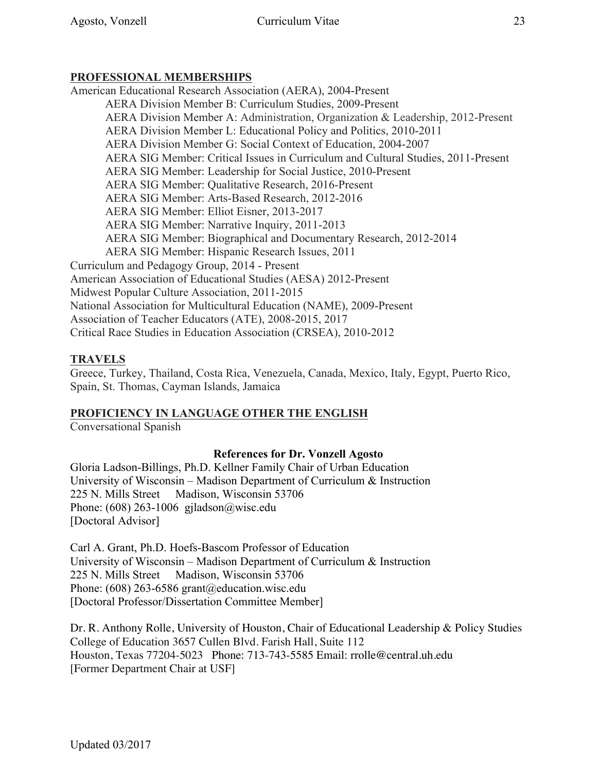## PROFESSIONAL MEMBERSHIPS

American Educational Research Association (AERA), 2004-Present

- AERA Division Member B: Curriculum Studies, 2009-Present
- AERA Division Member A: Administration, Organization & Leadership, 2012-Present
- AERA Division Member L: Educational Policy and Politics, 2010-2011
- AERA Division Member G: Social Context of Education, 2004-2007
- AERA SIG Member: Critical Issues in Curriculum and Cultural Studies, 2011-Present
- AERA SIG Member: Leadership for Social Justice, 2010-Present
- AERA SIG Member: Qualitative Research, 2016-Present
- AERA SIG Member: Arts-Based Research, 2012-2016
- AERA SIG Member: Elliot Eisner, 2013-2017
- AERA SIG Member: Narrative Inquiry, 2011-2013
- AERA SIG Member: Biographical and Documentary Research, 2012-2014
- AERA SIG Member: Hispanic Research Issues, 2011

Curriculum and Pedagogy Group, 2014 - Present
American Association of Educational Studies (AESA) 2012-Present
Midwest Popular Culture Association, 2011-2015
National Association for Multicultural Education (NAME), 2009-Present
Association of Teacher Educators (ATE), 2008-2015, 2017
Critical Race Studies in Education Association (CRSEA), 2010-2012

## TRAVELS

Greece, Turkey, Thailand, Costa Rica, Venezuela, Canada, Mexico, Italy, Egypt, Puerto Rico, Spain, St. Thomas, Cayman Islands, Jamaica

## PROFICIENCY IN LANGUAGE OTHER THE ENGLISH

Conversational Spanish

### References for Dr. Vonzell Agosto

Gloria Ladson-Billings, Ph.D. Kellner Family Chair of Urban Education
University of Wisconsin – Madison Department of Curriculum & Instruction
225 N. Mills Street Madison, Wisconsin 53706
Phone: (608) 263-1006 gjladson@wisc.edu
[Doctoral Advisor]

Carl A. Grant, Ph.D. Hoefs-Bascom Professor of Education
University of Wisconsin – Madison Department of Curriculum & Instruction
225 N. Mills Street Madison, Wisconsin 53706
Phone: (608) 263-6586 grant@education.wisc.edu
[Doctoral Professor/Dissertation Committee Member]

Dr. R. Anthony Rolle, University of Houston, Chair of Educational Leadership & Policy Studies
College of Education 3657 Cullen Blvd. Farish Hall, Suite 112
Houston, Texas 77204-5023 Phone: 713-743-5585 Email: rrolle@central.uh.edu
[Former Department Chair at USF]

Updated 03/2017